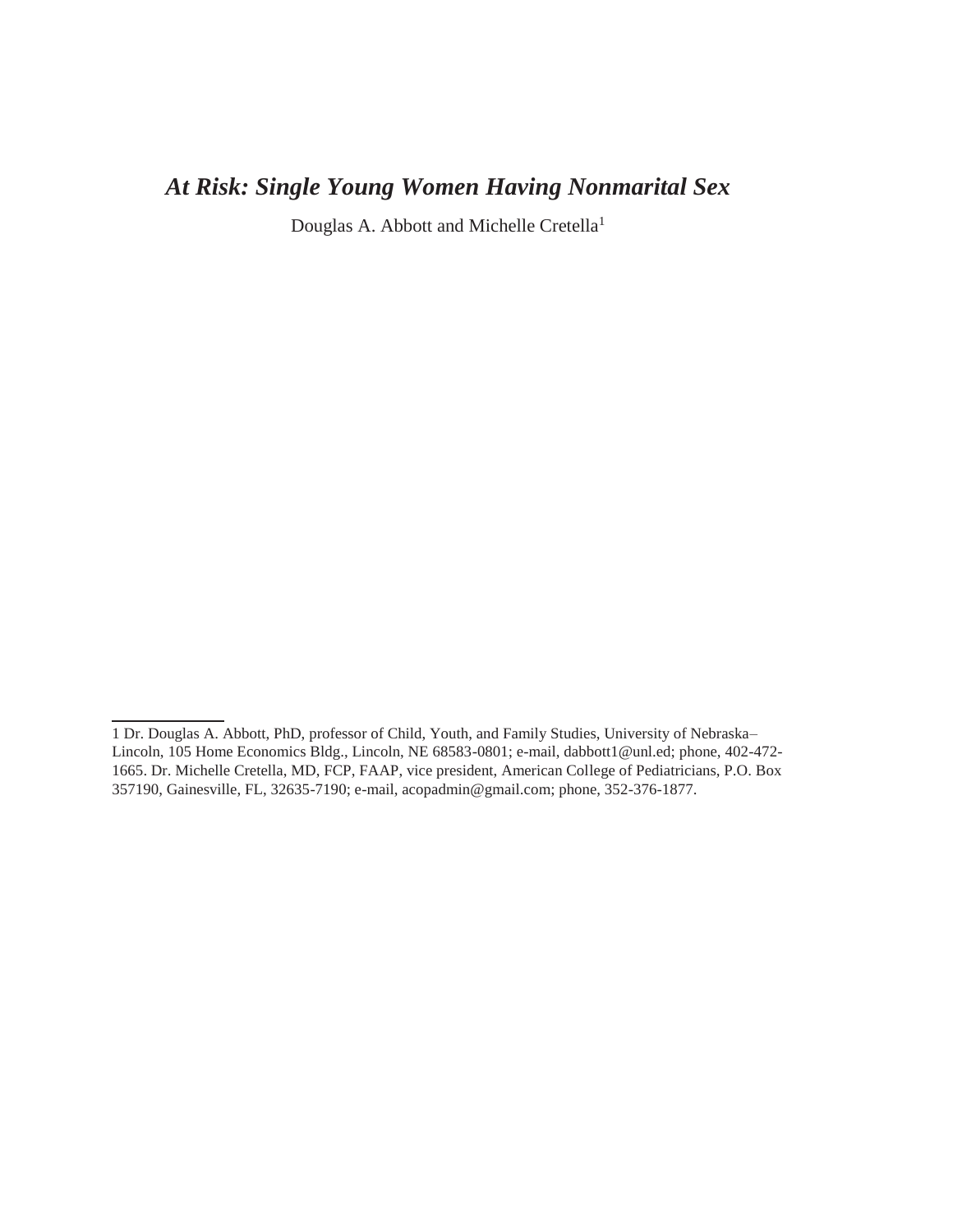# *At Risk: Single Young Women Having Nonmarital Sex*

Douglas A. Abbott and Michelle Cretella[1]

---

1 Dr. Douglas A. Abbott, PhD, professor of Child, Youth, and Family Studies, University of Nebraska–Lincoln, 105 Home Economics Bldg., Lincoln, NE 68583-0801; e-mail, dabbott1@unl.ed; phone, 402-472-1665. Dr. Michelle Cretella, MD, FCP, FAAP, vice president, American College of Pediatricians, P.O. Box 357190, Gainesville, FL, 32635-7190; e-mail, acopadmin@gmail.com; phone, 352-376-1877.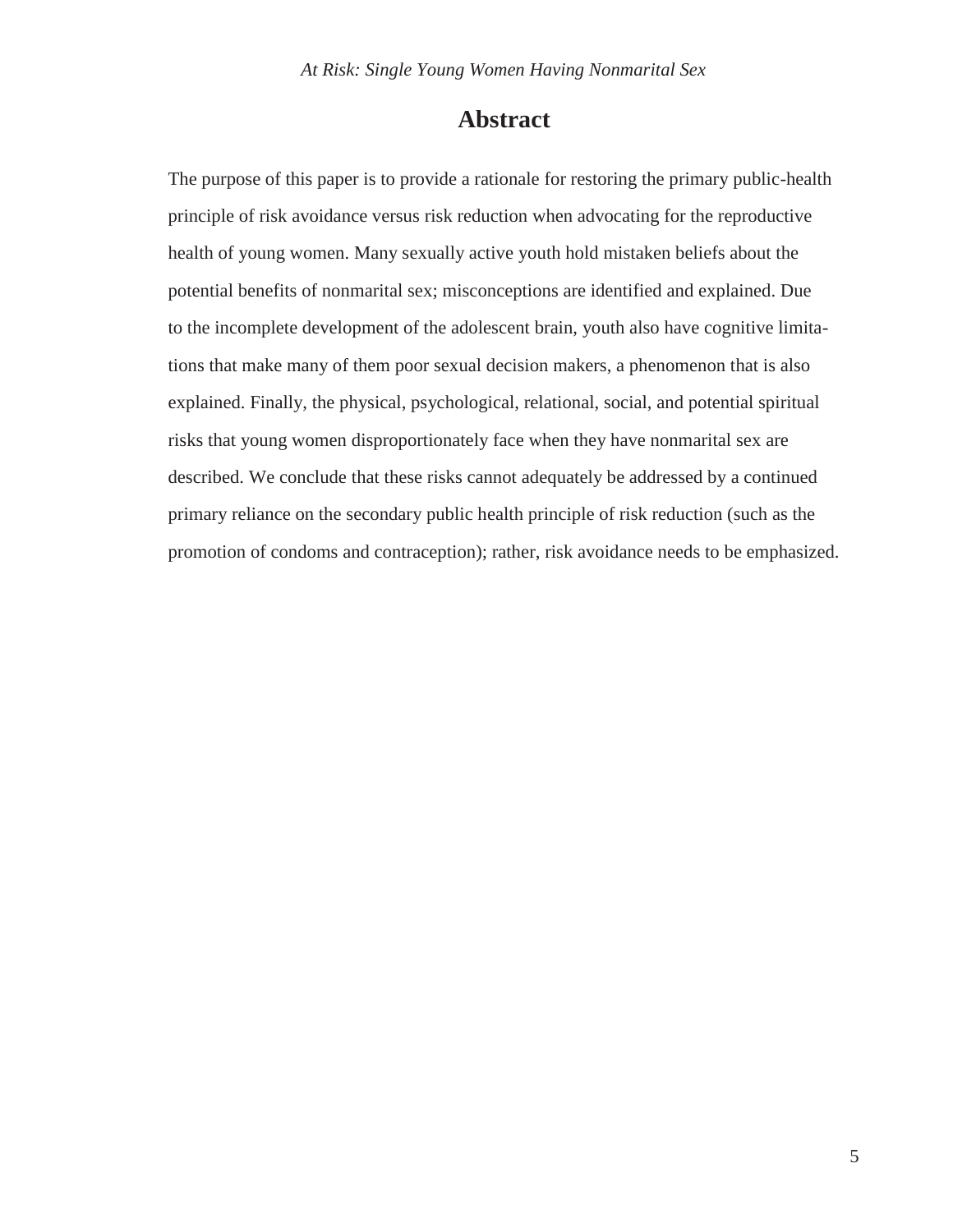## Abstract

The purpose of this paper is to provide a rationale for restoring the primary public-health principle of risk avoidance versus risk reduction when advocating for the reproductive health of young women. Many sexually active youth hold mistaken beliefs about the potential benefits of nonmarital sex; misconceptions are identified and explained. Due to the incomplete development of the adolescent brain, youth also have cognitive limitations that make many of them poor sexual decision makers, a phenomenon that is also explained. Finally, the physical, psychological, relational, social, and potential spiritual risks that young women disproportionately face when they have nonmarital sex are described. We conclude that these risks cannot adequately be addressed by a continued primary reliance on the secondary public health principle of risk reduction (such as the promotion of condoms and contraception); rather, risk avoidance needs to be emphasized.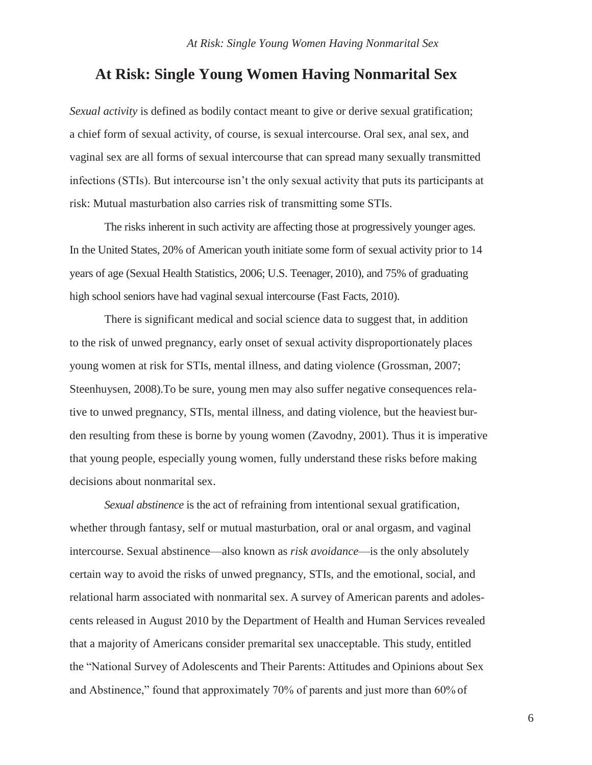# At Risk: Single Young Women Having Nonmarital Sex

*Sexual activity* is defined as bodily contact meant to give or derive sexual gratification; a chief form of sexual activity, of course, is sexual intercourse. Oral sex, anal sex, and vaginal sex are all forms of sexual intercourse that can spread many sexually transmitted infections (STIs). But intercourse isn't the only sexual activity that puts its participants at risk: Mutual masturbation also carries risk of transmitting some STIs.

The risks inherent in such activity are affecting those at progressively younger ages. In the United States, 20% of American youth initiate some form of sexual activity prior to 14 years of age (Sexual Health Statistics, 2006; U.S. Teenager, 2010), and 75% of graduating high school seniors have had vaginal sexual intercourse (Fast Facts, 2010).

There is significant medical and social science data to suggest that, in addition to the risk of unwed pregnancy, early onset of sexual activity disproportionately places young women at risk for STIs, mental illness, and dating violence (Grossman, 2007; Steenhuysen, 2008).To be sure, young men may also suffer negative consequences relative to unwed pregnancy, STIs, mental illness, and dating violence, but the heaviest burden resulting from these is borne by young women (Zavodny, 2001). Thus it is imperative that young people, especially young women, fully understand these risks before making decisions about nonmarital sex.

*Sexual abstinence* is the act of refraining from intentional sexual gratification, whether through fantasy, self or mutual masturbation, oral or anal orgasm, and vaginal intercourse. Sexual abstinence—also known as *risk avoidance*—is the only absolutely certain way to avoid the risks of unwed pregnancy, STIs, and the emotional, social, and relational harm associated with nonmarital sex. A survey of American parents and adolescents released in August 2010 by the Department of Health and Human Services revealed that a majority of Americans consider premarital sex unacceptable. This study, entitled the "National Survey of Adolescents and Their Parents: Attitudes and Opinions about Sex and Abstinence," found that approximately 70% of parents and just more than 60% of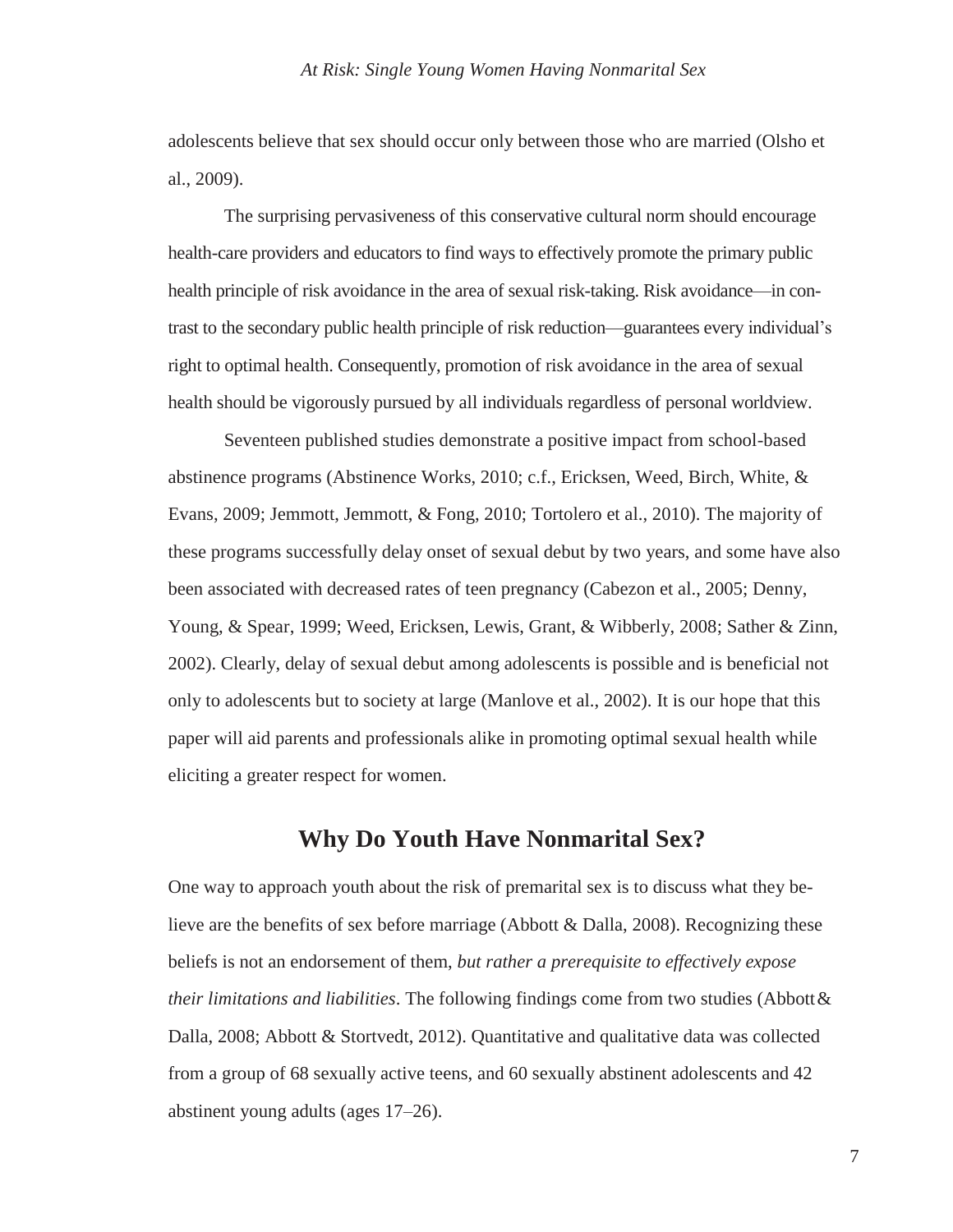adolescents believe that sex should occur only between those who are married (Olsho et al., 2009).

The surprising pervasiveness of this conservative cultural norm should encourage health-care providers and educators to find ways to effectively promote the primary public health principle of risk avoidance in the area of sexual risk-taking. Risk avoidance—in contrast to the secondary public health principle of risk reduction—guarantees every individual's right to optimal health. Consequently, promotion of risk avoidance in the area of sexual health should be vigorously pursued by all individuals regardless of personal worldview.

Seventeen published studies demonstrate a positive impact from school-based abstinence programs (Abstinence Works, 2010; c.f., Ericksen, Weed, Birch, White, & Evans, 2009; Jemmott, Jemmott, & Fong, 2010; Tortolero et al., 2010). The majority of these programs successfully delay onset of sexual debut by two years, and some have also been associated with decreased rates of teen pregnancy (Cabezon et al., 2005; Denny, Young, & Spear, 1999; Weed, Ericksen, Lewis, Grant, & Wibberly, 2008; Sather & Zinn, 2002). Clearly, delay of sexual debut among adolescents is possible and is beneficial not only to adolescents but to society at large (Manlove et al., 2002). It is our hope that this paper will aid parents and professionals alike in promoting optimal sexual health while eliciting a greater respect for women.

## Why Do Youth Have Nonmarital Sex?

One way to approach youth about the risk of premarital sex is to discuss what they believe are the benefits of sex before marriage (Abbott & Dalla, 2008). Recognizing these beliefs is not an endorsement of them, *but rather a prerequisite to effectively expose their limitations and liabilities*. The following findings come from two studies (Abbott & Dalla, 2008; Abbott & Stortvedt, 2012). Quantitative and qualitative data was collected from a group of 68 sexually active teens, and 60 sexually abstinent adolescents and 42 abstinent young adults (ages 17–26).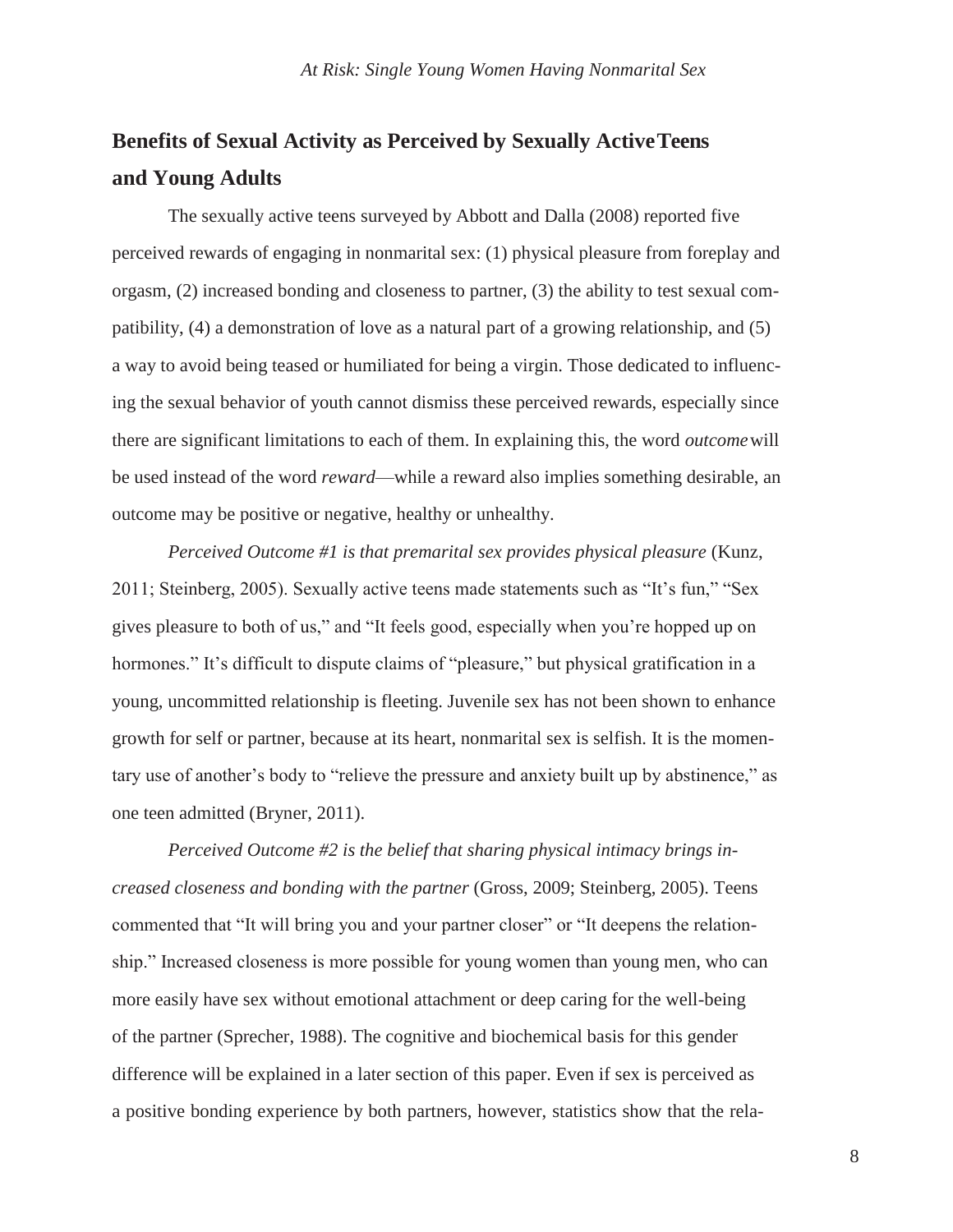## Benefits of Sexual Activity as Perceived by Sexually Active Teens and Young Adults

The sexually active teens surveyed by Abbott and Dalla (2008) reported five perceived rewards of engaging in nonmarital sex: (1) physical pleasure from foreplay and orgasm, (2) increased bonding and closeness to partner, (3) the ability to test sexual compatibility, (4) a demonstration of love as a natural part of a growing relationship, and (5) a way to avoid being teased or humiliated for being a virgin. Those dedicated to influencing the sexual behavior of youth cannot dismiss these perceived rewards, especially since there are significant limitations to each of them. In explaining this, the word *outcome* will be used instead of the word *reward*—while a reward also implies something desirable, an outcome may be positive or negative, healthy or unhealthy.

*Perceived Outcome #1 is that premarital sex provides physical pleasure* (Kunz, 2011; Steinberg, 2005). Sexually active teens made statements such as "It's fun," "Sex gives pleasure to both of us," and "It feels good, especially when you're hopped up on hormones." It's difficult to dispute claims of "pleasure," but physical gratification in a young, uncommitted relationship is fleeting. Juvenile sex has not been shown to enhance growth for self or partner, because at its heart, nonmarital sex is selfish. It is the momentary use of another's body to "relieve the pressure and anxiety built up by abstinence," as one teen admitted (Bryner, 2011).

*Perceived Outcome #2 is the belief that sharing physical intimacy brings increased closeness and bonding with the partner* (Gross, 2009; Steinberg, 2005). Teens commented that "It will bring you and your partner closer" or "It deepens the relationship." Increased closeness is more possible for young women than young men, who can more easily have sex without emotional attachment or deep caring for the well-being of the partner (Sprecher, 1988). The cognitive and biochemical basis for this gender difference will be explained in a later section of this paper. Even if sex is perceived as a positive bonding experience by both partners, however, statistics show that the rela-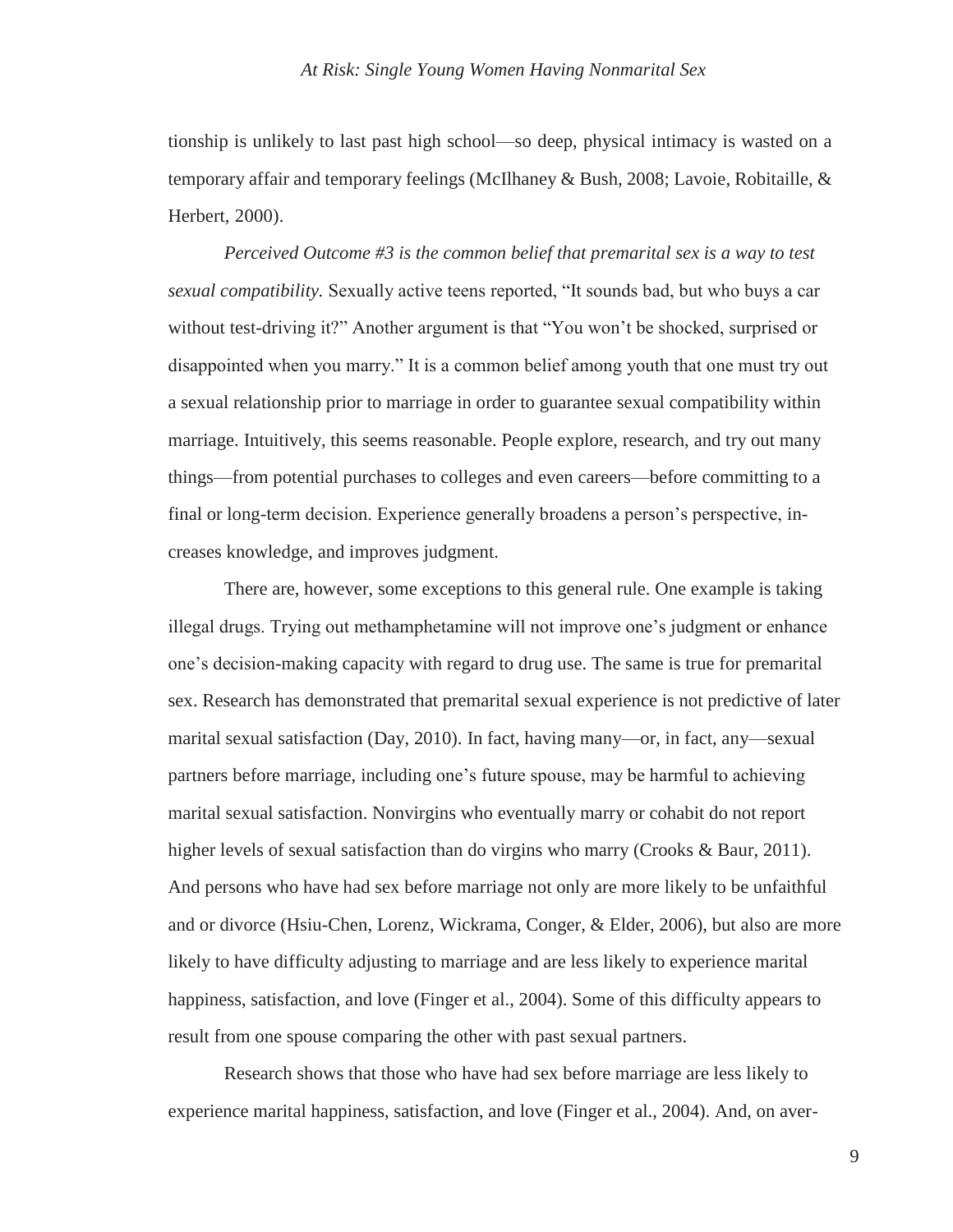tionship is unlikely to last past high school—so deep, physical intimacy is wasted on a temporary affair and temporary feelings (McIlhaney & Bush, 2008; Lavoie, Robitaille, & Herbert, 2000).

*Perceived Outcome #3 is the common belief that premarital sex is a way to test sexual compatibility.* Sexually active teens reported, "It sounds bad, but who buys a car without test-driving it?" Another argument is that "You won't be shocked, surprised or disappointed when you marry." It is a common belief among youth that one must try out a sexual relationship prior to marriage in order to guarantee sexual compatibility within marriage. Intuitively, this seems reasonable. People explore, research, and try out many things—from potential purchases to colleges and even careers—before committing to a final or long-term decision. Experience generally broadens a person's perspective, increases knowledge, and improves judgment.

There are, however, some exceptions to this general rule. One example is taking illegal drugs. Trying out methamphetamine will not improve one's judgment or enhance one's decision-making capacity with regard to drug use. The same is true for premarital sex. Research has demonstrated that premarital sexual experience is not predictive of later marital sexual satisfaction (Day, 2010). In fact, having many—or, in fact, any—sexual partners before marriage, including one's future spouse, may be harmful to achieving marital sexual satisfaction. Nonvirgins who eventually marry or cohabit do not report higher levels of sexual satisfaction than do virgins who marry (Crooks & Baur, 2011). And persons who have had sex before marriage not only are more likely to be unfaithful and or divorce (Hsiu-Chen, Lorenz, Wickrama, Conger, & Elder, 2006), but also are more likely to have difficulty adjusting to marriage and are less likely to experience marital happiness, satisfaction, and love (Finger et al., 2004). Some of this difficulty appears to result from one spouse comparing the other with past sexual partners.

Research shows that those who have had sex before marriage are less likely to experience marital happiness, satisfaction, and love (Finger et al., 2004). And, on aver-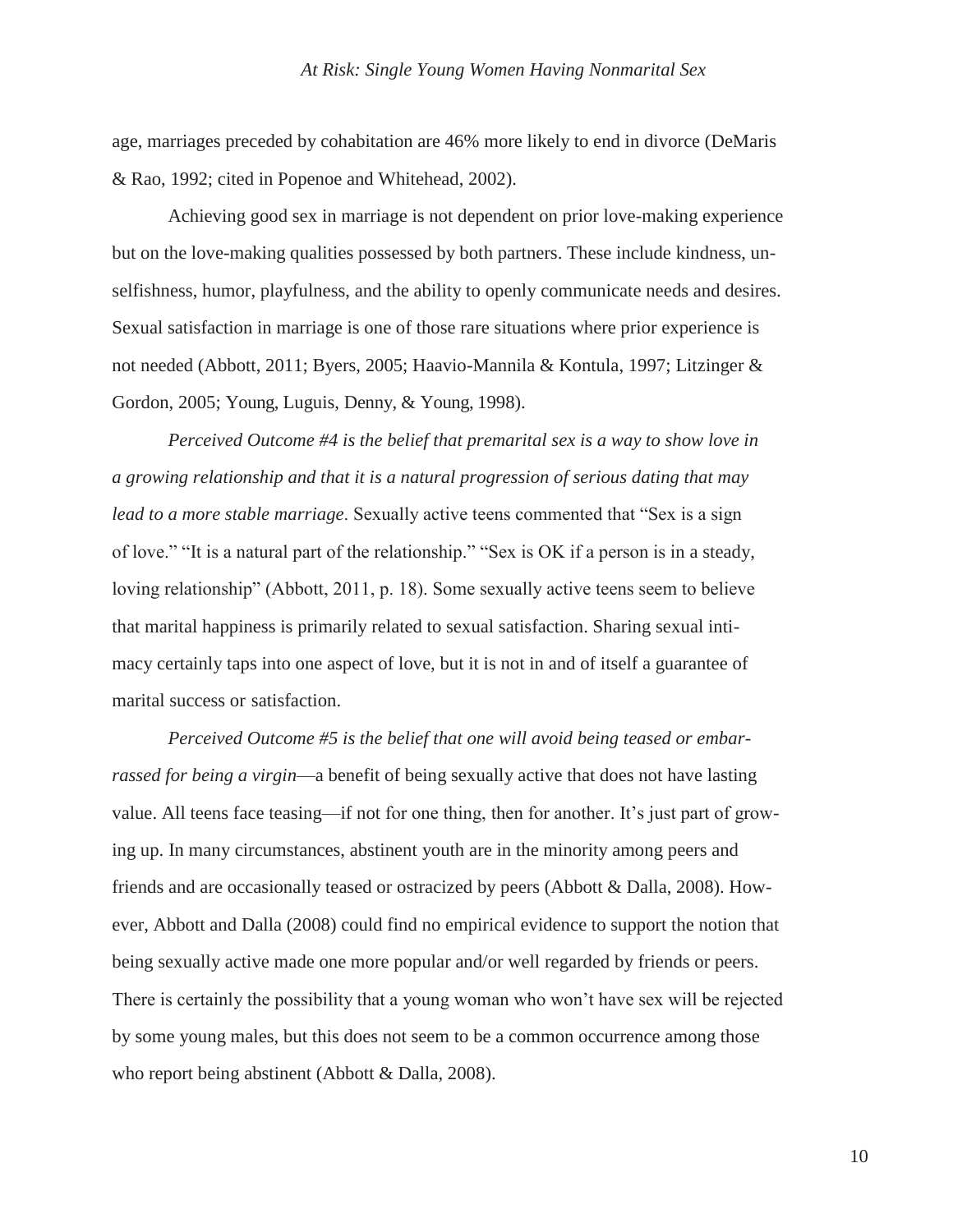age, marriages preceded by cohabitation are 46% more likely to end in divorce (DeMaris & Rao, 1992; cited in Popenoe and Whitehead, 2002).

Achieving good sex in marriage is not dependent on prior love-making experience but on the love-making qualities possessed by both partners. These include kindness, unselfishness, humor, playfulness, and the ability to openly communicate needs and desires. Sexual satisfaction in marriage is one of those rare situations where prior experience is not needed (Abbott, 2011; Byers, 2005; Haavio-Mannila & Kontula, 1997; Litzinger & Gordon, 2005; Young, Luguis, Denny, & Young, 1998).

*Perceived Outcome #4 is the belief that premarital sex is a way to show love in a growing relationship and that it is a natural progression of serious dating that may lead to a more stable marriage*. Sexually active teens commented that "Sex is a sign of love." "It is a natural part of the relationship." "Sex is OK if a person is in a steady, loving relationship" (Abbott, 2011, p. 18). Some sexually active teens seem to believe that marital happiness is primarily related to sexual satisfaction. Sharing sexual intimacy certainly taps into one aspect of love, but it is not in and of itself a guarantee of marital success or satisfaction.

*Perceived Outcome #5 is the belief that one will avoid being teased or embarrassed for being a virgin*—a benefit of being sexually active that does not have lasting value. All teens face teasing—if not for one thing, then for another. It's just part of growing up. In many circumstances, abstinent youth are in the minority among peers and friends and are occasionally teased or ostracized by peers (Abbott & Dalla, 2008). However, Abbott and Dalla (2008) could find no empirical evidence to support the notion that being sexually active made one more popular and/or well regarded by friends or peers. There is certainly the possibility that a young woman who won't have sex will be rejected by some young males, but this does not seem to be a common occurrence among those who report being abstinent (Abbott & Dalla, 2008).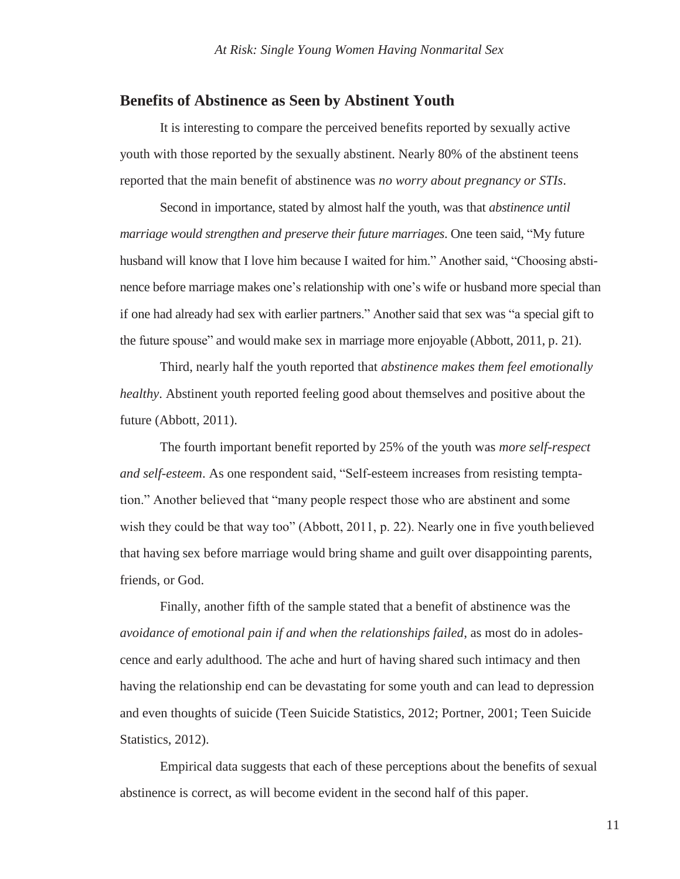## Benefits of Abstinence as Seen by Abstinent Youth

It is interesting to compare the perceived benefits reported by sexually active youth with those reported by the sexually abstinent. Nearly 80% of the abstinent teens reported that the main benefit of abstinence was *no worry about pregnancy or STIs*.

Second in importance, stated by almost half the youth, was that *abstinence until marriage would strengthen and preserve their future marriages*. One teen said, "My future husband will know that I love him because I waited for him." Another said, "Choosing abstinence before marriage makes one's relationship with one's wife or husband more special than if one had already had sex with earlier partners." Another said that sex was "a special gift to the future spouse" and would make sex in marriage more enjoyable (Abbott, 2011, p. 21).

Third, nearly half the youth reported that *abstinence makes them feel emotionally healthy*. Abstinent youth reported feeling good about themselves and positive about the future (Abbott, 2011).

The fourth important benefit reported by 25% of the youth was *more self-respect and self-esteem*. As one respondent said, "Self-esteem increases from resisting temptation." Another believed that "many people respect those who are abstinent and some wish they could be that way too" (Abbott, 2011, p. 22). Nearly one in five youth believed that having sex before marriage would bring shame and guilt over disappointing parents, friends, or God.

Finally, another fifth of the sample stated that a benefit of abstinence was the *avoidance of emotional pain if and when the relationships failed*, as most do in adolescence and early adulthood. The ache and hurt of having shared such intimacy and then having the relationship end can be devastating for some youth and can lead to depression and even thoughts of suicide (Teen Suicide Statistics, 2012; Portner, 2001; Teen Suicide Statistics, 2012).

Empirical data suggests that each of these perceptions about the benefits of sexual abstinence is correct, as will become evident in the second half of this paper.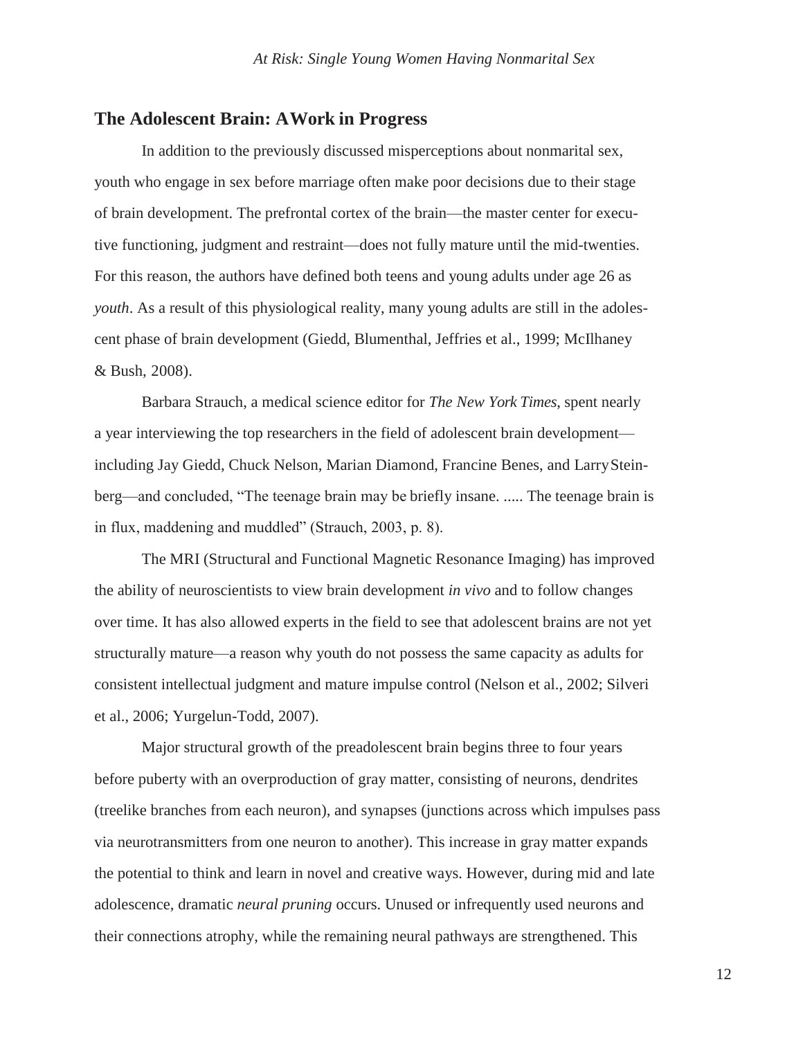## The Adolescent Brain: A Work in Progress

In addition to the previously discussed misperceptions about nonmarital sex, youth who engage in sex before marriage often make poor decisions due to their stage of brain development. The prefrontal cortex of the brain—the master center for executive functioning, judgment and restraint—does not fully mature until the mid-twenties. For this reason, the authors have defined both teens and young adults under age 26 as *youth*. As a result of this physiological reality, many young adults are still in the adolescent phase of brain development (Giedd, Blumenthal, Jeffries et al., 1999; McIlhaney & Bush, 2008).

Barbara Strauch, a medical science editor for *The New York Times*, spent nearly a year interviewing the top researchers in the field of adolescent brain development—including Jay Giedd, Chuck Nelson, Marian Diamond, Francine Benes, and Larry Steinberg—and concluded, "The teenage brain may be briefly insane. ..... The teenage brain is in flux, maddening and muddled" (Strauch, 2003, p. 8).

The MRI (Structural and Functional Magnetic Resonance Imaging) has improved the ability of neuroscientists to view brain development *in vivo* and to follow changes over time. It has also allowed experts in the field to see that adolescent brains are not yet structurally mature—a reason why youth do not possess the same capacity as adults for consistent intellectual judgment and mature impulse control (Nelson et al., 2002; Silveri et al., 2006; Yurgelun-Todd, 2007).

Major structural growth of the preadolescent brain begins three to four years before puberty with an overproduction of gray matter, consisting of neurons, dendrites (treelike branches from each neuron), and synapses (junctions across which impulses pass via neurotransmitters from one neuron to another). This increase in gray matter expands the potential to think and learn in novel and creative ways. However, during mid and late adolescence, dramatic *neural pruning* occurs. Unused or infrequently used neurons and their connections atrophy, while the remaining neural pathways are strengthened. This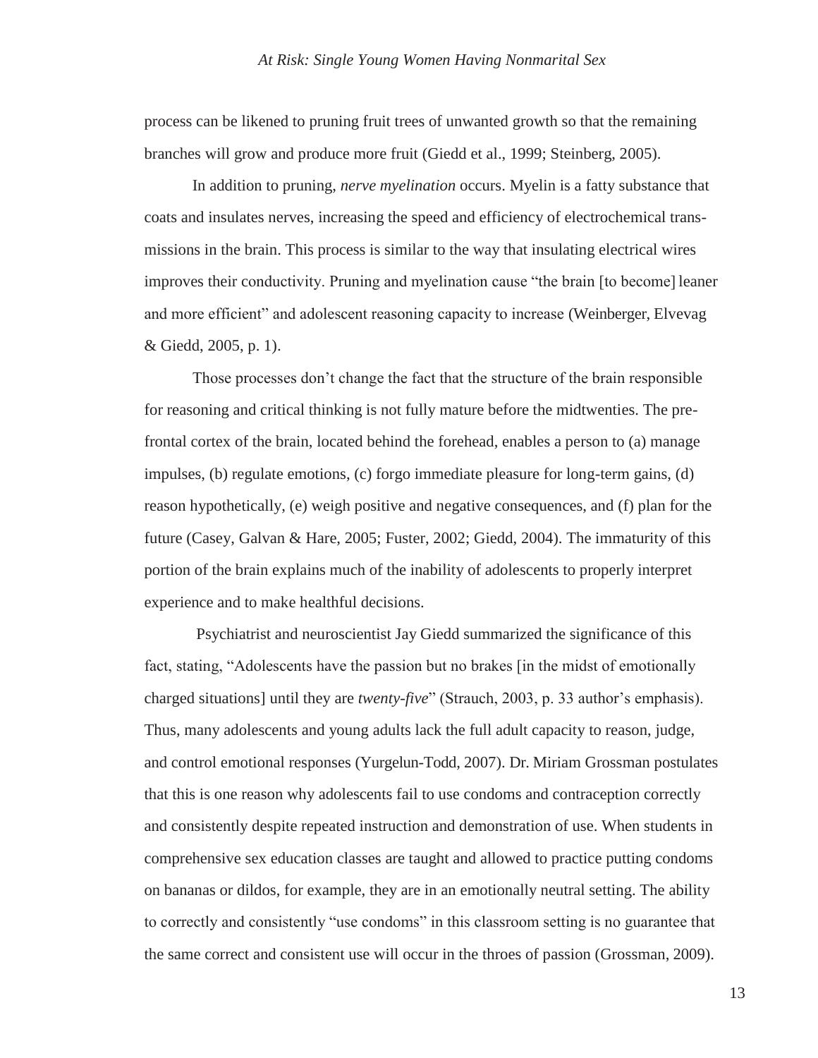process can be likened to pruning fruit trees of unwanted growth so that the remaining branches will grow and produce more fruit (Giedd et al., 1999; Steinberg, 2005).

In addition to pruning, *nerve myelination* occurs. Myelin is a fatty substance that coats and insulates nerves, increasing the speed and efficiency of electrochemical transmissions in the brain. This process is similar to the way that insulating electrical wires improves their conductivity. Pruning and myelination cause "the brain [to become] leaner and more efficient" and adolescent reasoning capacity to increase (Weinberger, Elvevag & Giedd, 2005, p. 1).

Those processes don't change the fact that the structure of the brain responsible for reasoning and critical thinking is not fully mature before the midtwenties. The prefrontal cortex of the brain, located behind the forehead, enables a person to (a) manage impulses, (b) regulate emotions, (c) forgo immediate pleasure for long-term gains, (d) reason hypothetically, (e) weigh positive and negative consequences, and (f) plan for the future (Casey, Galvan & Hare, 2005; Fuster, 2002; Giedd, 2004). The immaturity of this portion of the brain explains much of the inability of adolescents to properly interpret experience and to make healthful decisions.

Psychiatrist and neuroscientist Jay Giedd summarized the significance of this fact, stating, "Adolescents have the passion but no brakes [in the midst of emotionally charged situations] until they are *twenty-five*" (Strauch, 2003, p. 33 author's emphasis). Thus, many adolescents and young adults lack the full adult capacity to reason, judge, and control emotional responses (Yurgelun-Todd, 2007). Dr. Miriam Grossman postulates that this is one reason why adolescents fail to use condoms and contraception correctly and consistently despite repeated instruction and demonstration of use. When students in comprehensive sex education classes are taught and allowed to practice putting condoms on bananas or dildos, for example, they are in an emotionally neutral setting. The ability to correctly and consistently "use condoms" in this classroom setting is no guarantee that the same correct and consistent use will occur in the throes of passion (Grossman, 2009).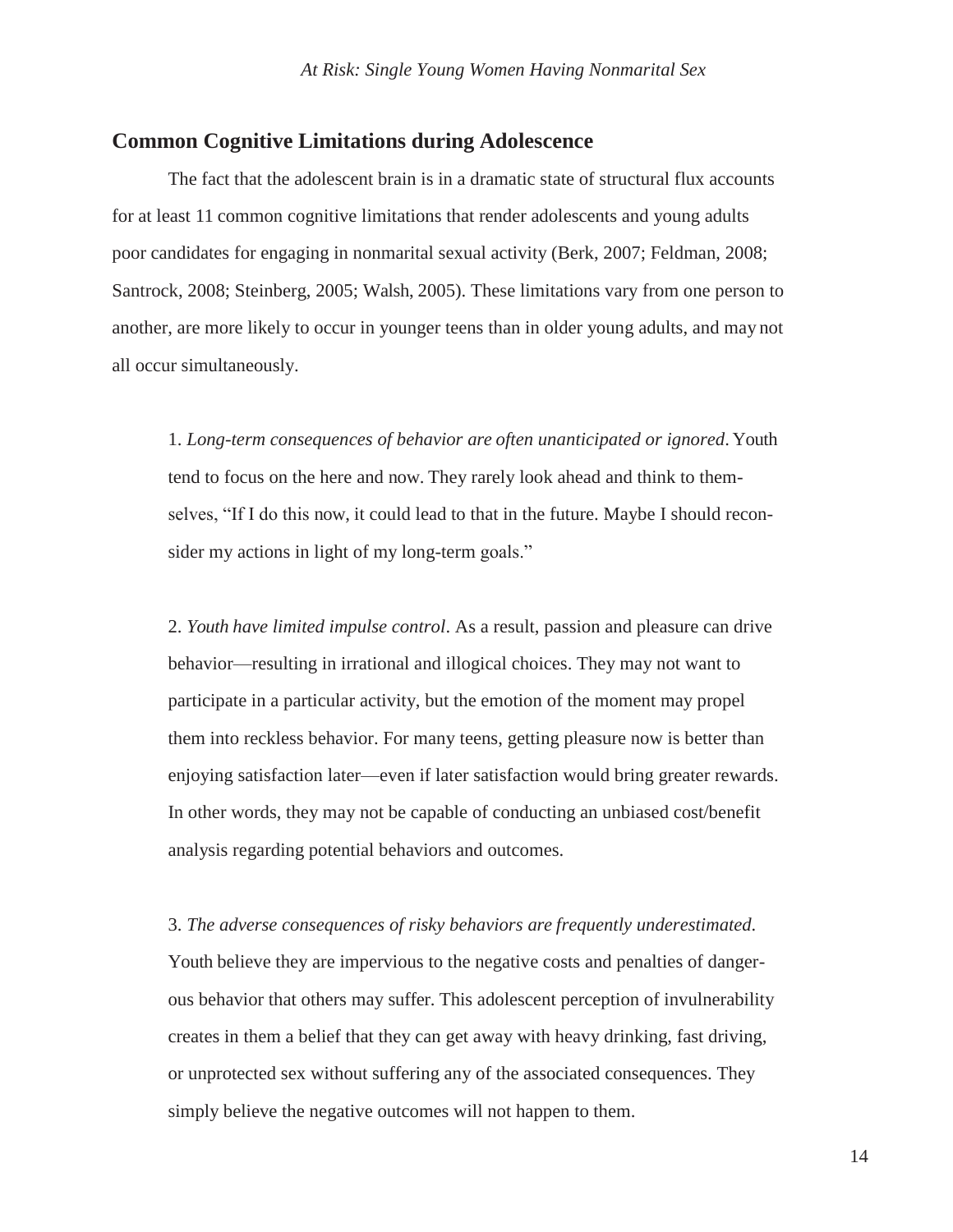## Common Cognitive Limitations during Adolescence

The fact that the adolescent brain is in a dramatic state of structural flux accounts for at least 11 common cognitive limitations that render adolescents and young adults poor candidates for engaging in nonmarital sexual activity (Berk, 2007; Feldman, 2008; Santrock, 2008; Steinberg, 2005; Walsh, 2005). These limitations vary from one person to another, are more likely to occur in younger teens than in older young adults, and may not all occur simultaneously.

1. *Long-term consequences of behavior are often unanticipated or ignored*. Youth tend to focus on the here and now. They rarely look ahead and think to themselves, "If I do this now, it could lead to that in the future. Maybe I should reconsider my actions in light of my long-term goals."

2. *Youth have limited impulse control*. As a result, passion and pleasure can drive behavior—resulting in irrational and illogical choices. They may not want to participate in a particular activity, but the emotion of the moment may propel them into reckless behavior. For many teens, getting pleasure now is better than enjoying satisfaction later—even if later satisfaction would bring greater rewards. In other words, they may not be capable of conducting an unbiased cost/benefit analysis regarding potential behaviors and outcomes.

3. *The adverse consequences of risky behaviors are frequently underestimated*. Youth believe they are impervious to the negative costs and penalties of dangerous behavior that others may suffer. This adolescent perception of invulnerability creates in them a belief that they can get away with heavy drinking, fast driving, or unprotected sex without suffering any of the associated consequences. They simply believe the negative outcomes will not happen to them.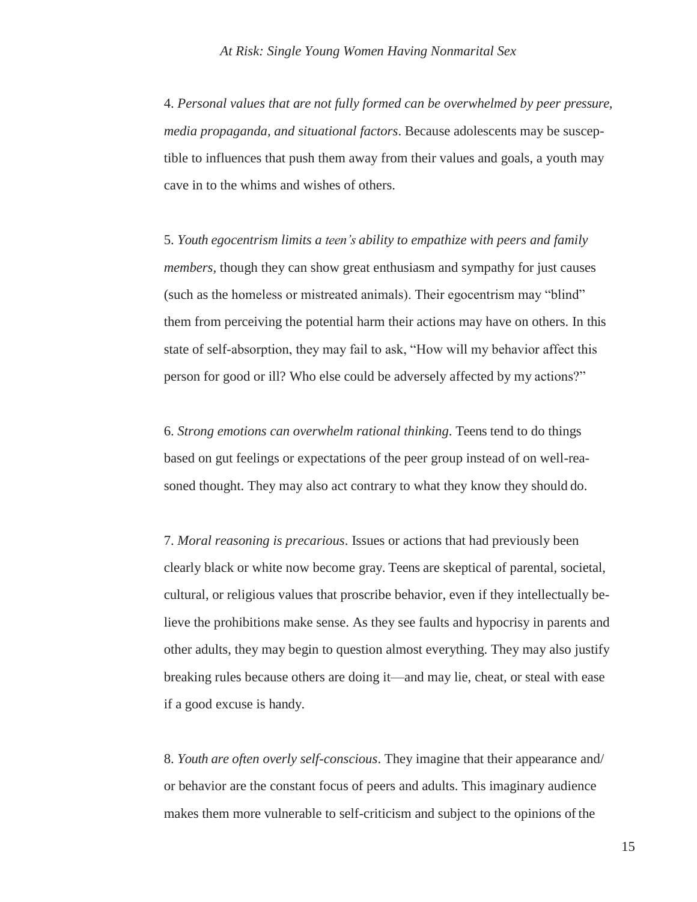4. *Personal values that are not fully formed can be overwhelmed by peer pressure, media propaganda, and situational factors*. Because adolescents may be susceptible to influences that push them away from their values and goals, a youth may cave in to the whims and wishes of others.

5. *Youth egocentrism limits a teen's ability to empathize with peers and family members,* though they can show great enthusiasm and sympathy for just causes (such as the homeless or mistreated animals). Their egocentrism may "blind" them from perceiving the potential harm their actions may have on others. In this state of self-absorption, they may fail to ask, "How will my behavior affect this person for good or ill? Who else could be adversely affected by my actions?"

6. *Strong emotions can overwhelm rational thinking*. Teens tend to do things based on gut feelings or expectations of the peer group instead of on well-reasoned thought. They may also act contrary to what they know they should do.

7. *Moral reasoning is precarious*. Issues or actions that had previously been clearly black or white now become gray. Teens are skeptical of parental, societal, cultural, or religious values that proscribe behavior, even if they intellectually believe the prohibitions make sense. As they see faults and hypocrisy in parents and other adults, they may begin to question almost everything. They may also justify breaking rules because others are doing it—and may lie, cheat, or steal with ease if a good excuse is handy.

8. *Youth are often overly self-conscious*. They imagine that their appearance and/or behavior are the constant focus of peers and adults. This imaginary audience makes them more vulnerable to self-criticism and subject to the opinions of the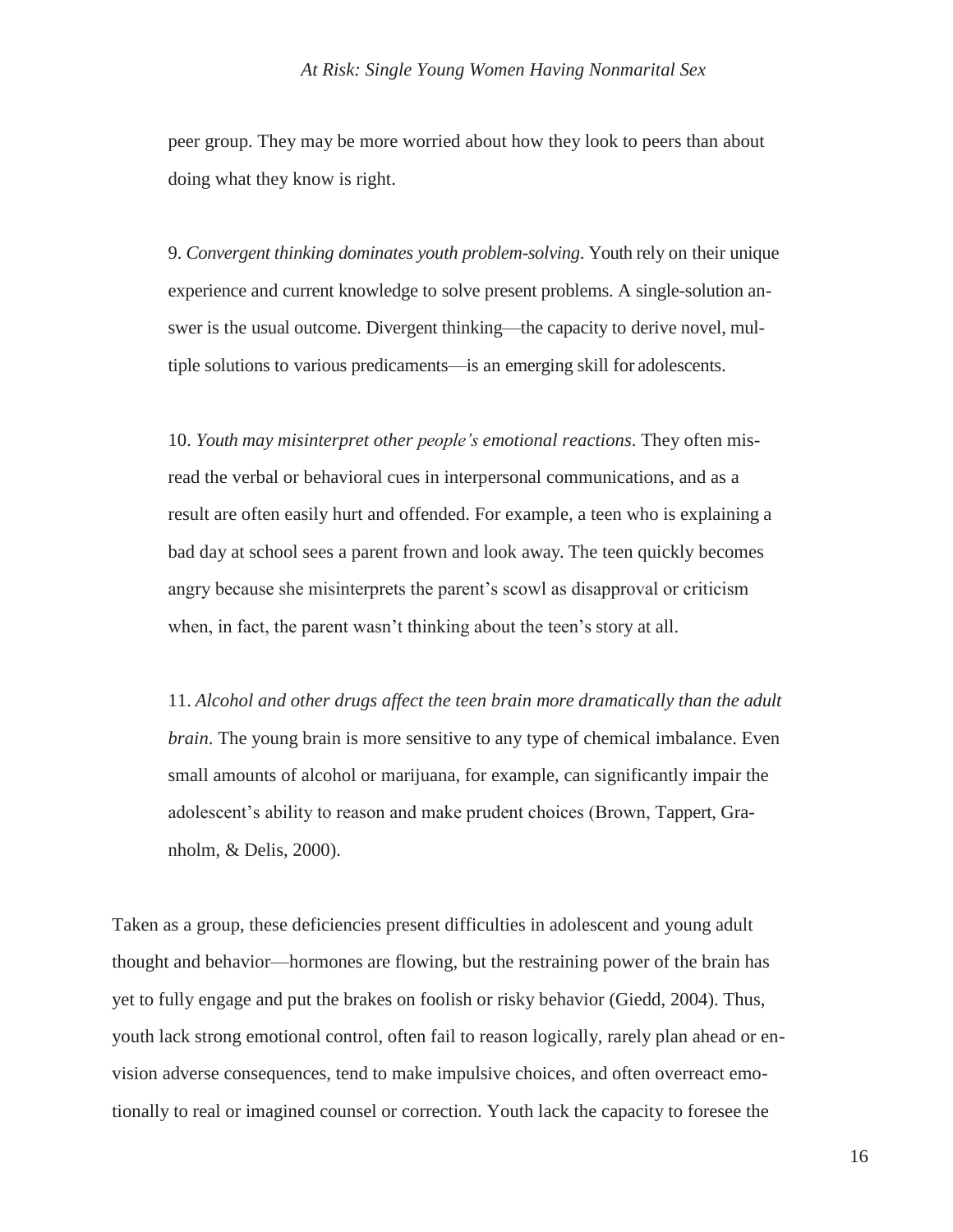peer group. They may be more worried about how they look to peers than about doing what they know is right.

9. *Convergent thinking dominates youth problem-solving*. Youth rely on their unique experience and current knowledge to solve present problems. A single-solution answer is the usual outcome. Divergent thinking—the capacity to derive novel, multiple solutions to various predicaments—is an emerging skill for adolescents.

10. *Youth may misinterpret other people's emotional reactions*. They often misread the verbal or behavioral cues in interpersonal communications, and as a result are often easily hurt and offended. For example, a teen who is explaining a bad day at school sees a parent frown and look away. The teen quickly becomes angry because she misinterprets the parent's scowl as disapproval or criticism when, in fact, the parent wasn't thinking about the teen's story at all.

11. *Alcohol and other drugs affect the teen brain more dramatically than the adult brain*. The young brain is more sensitive to any type of chemical imbalance. Even small amounts of alcohol or marijuana, for example, can significantly impair the adolescent's ability to reason and make prudent choices (Brown, Tappert, Granholm, & Delis, 2000).

Taken as a group, these deficiencies present difficulties in adolescent and young adult thought and behavior—hormones are flowing, but the restraining power of the brain has yet to fully engage and put the brakes on foolish or risky behavior (Giedd, 2004). Thus, youth lack strong emotional control, often fail to reason logically, rarely plan ahead or envision adverse consequences, tend to make impulsive choices, and often overreact emotionally to real or imagined counsel or correction. Youth lack the capacity to foresee the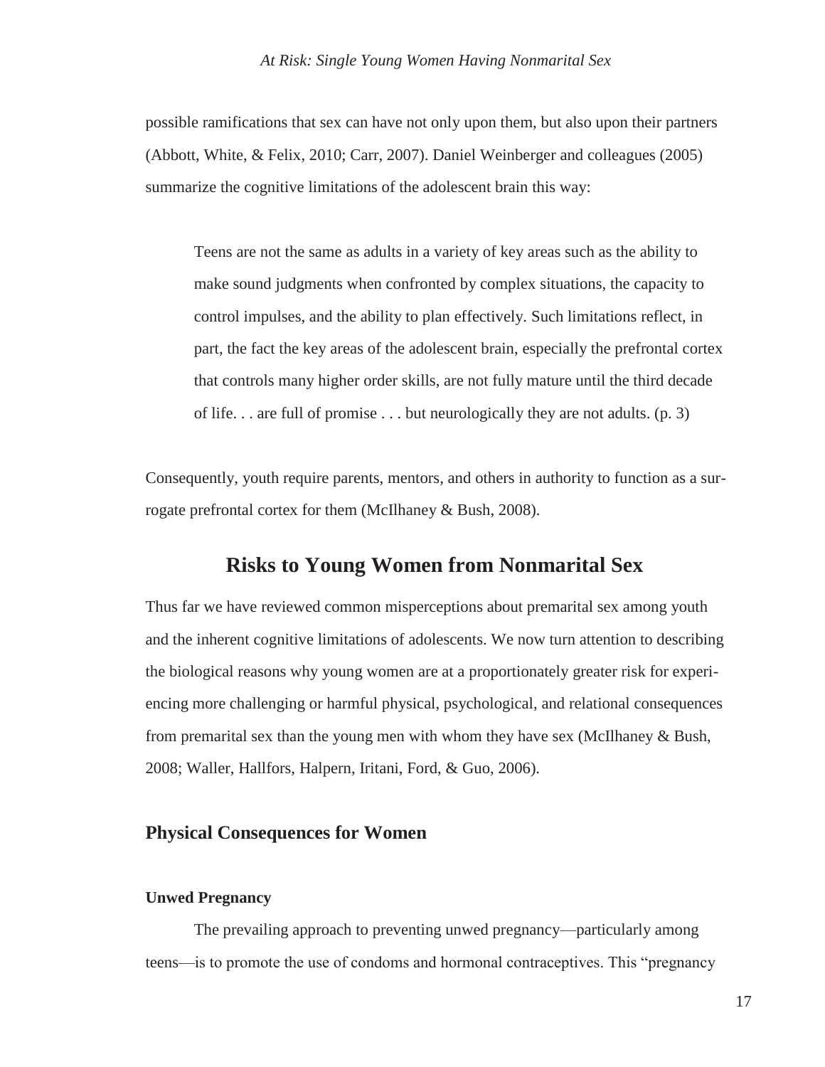possible ramifications that sex can have not only upon them, but also upon their partners (Abbott, White, & Felix, 2010; Carr, 2007). Daniel Weinberger and colleagues (2005) summarize the cognitive limitations of the adolescent brain this way:

> Teens are not the same as adults in a variety of key areas such as the ability to make sound judgments when confronted by complex situations, the capacity to control impulses, and the ability to plan effectively. Such limitations reflect, in part, the fact the key areas of the adolescent brain, especially the prefrontal cortex that controls many higher order skills, are not fully mature until the third decade of life. . . are full of promise . . . but neurologically they are not adults. (p. 3)

Consequently, youth require parents, mentors, and others in authority to function as a surrogate prefrontal cortex for them (McIlhaney & Bush, 2008).

## Risks to Young Women from Nonmarital Sex

Thus far we have reviewed common misperceptions about premarital sex among youth and the inherent cognitive limitations of adolescents. We now turn attention to describing the biological reasons why young women are at a proportionately greater risk for experiencing more challenging or harmful physical, psychological, and relational consequences from premarital sex than the young men with whom they have sex (McIlhaney & Bush, 2008; Waller, Hallfors, Halpern, Iritani, Ford, & Guo, 2006).

### Physical Consequences for Women

#### Unwed Pregnancy

The prevailing approach to preventing unwed pregnancy—particularly among teens—is to promote the use of condoms and hormonal contraceptives. This "pregnancy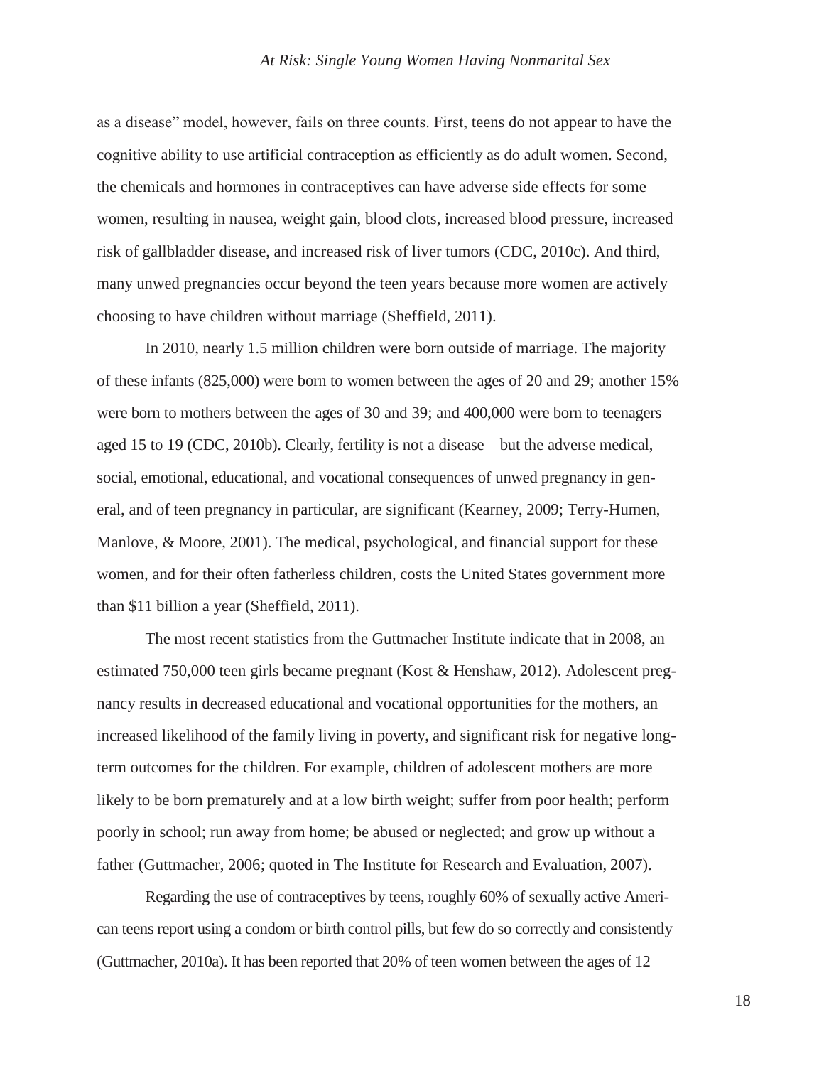as a disease" model, however, fails on three counts. First, teens do not appear to have the cognitive ability to use artificial contraception as efficiently as do adult women. Second, the chemicals and hormones in contraceptives can have adverse side effects for some women, resulting in nausea, weight gain, blood clots, increased blood pressure, increased risk of gallbladder disease, and increased risk of liver tumors (CDC, 2010c). And third, many unwed pregnancies occur beyond the teen years because more women are actively choosing to have children without marriage (Sheffield, 2011).

In 2010, nearly 1.5 million children were born outside of marriage. The majority of these infants (825,000) were born to women between the ages of 20 and 29; another 15% were born to mothers between the ages of 30 and 39; and 400,000 were born to teenagers aged 15 to 19 (CDC, 2010b). Clearly, fertility is not a disease—but the adverse medical, social, emotional, educational, and vocational consequences of unwed pregnancy in general, and of teen pregnancy in particular, are significant (Kearney, 2009; Terry-Humen, Manlove, & Moore, 2001). The medical, psychological, and financial support for these women, and for their often fatherless children, costs the United States government more than $11 billion a year (Sheffield, 2011).

The most recent statistics from the Guttmacher Institute indicate that in 2008, an estimated 750,000 teen girls became pregnant (Kost & Henshaw, 2012). Adolescent pregnancy results in decreased educational and vocational opportunities for the mothers, an increased likelihood of the family living in poverty, and significant risk for negative long-term outcomes for the children. For example, children of adolescent mothers are more likely to be born prematurely and at a low birth weight; suffer from poor health; perform poorly in school; run away from home; be abused or neglected; and grow up without a father (Guttmacher, 2006; quoted in The Institute for Research and Evaluation, 2007).

Regarding the use of contraceptives by teens, roughly 60% of sexually active American teens report using a condom or birth control pills, but few do so correctly and consistently (Guttmacher, 2010a). It has been reported that 20% of teen women between the ages of 12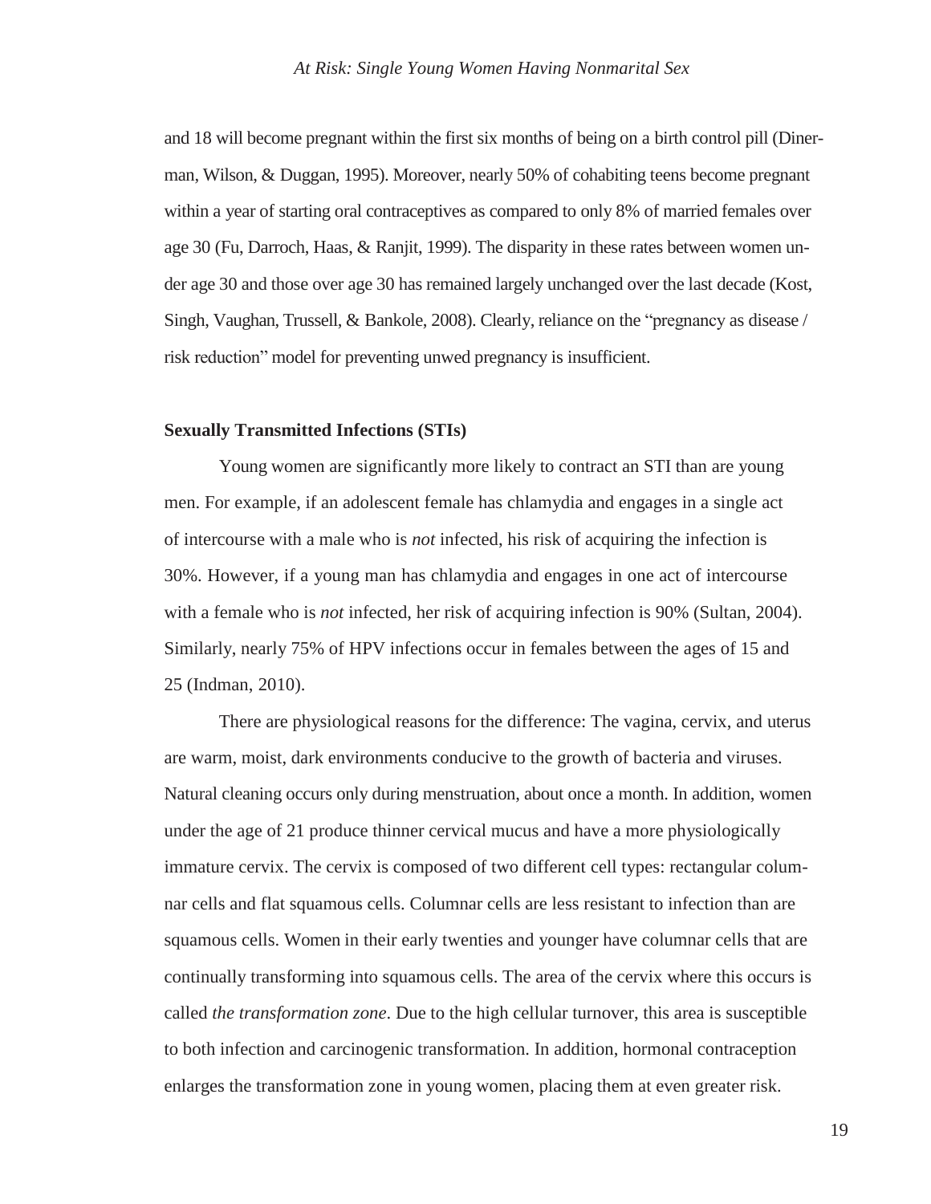and 18 will become pregnant within the first six months of being on a birth control pill (Dinerman, Wilson, & Duggan, 1995). Moreover, nearly 50% of cohabiting teens become pregnant within a year of starting oral contraceptives as compared to only 8% of married females over age 30 (Fu, Darroch, Haas, & Ranjit, 1999). The disparity in these rates between women under age 30 and those over age 30 has remained largely unchanged over the last decade (Kost, Singh, Vaughan, Trussell, & Bankole, 2008). Clearly, reliance on the "pregnancy as disease / risk reduction" model for preventing unwed pregnancy is insufficient.

## Sexually Transmitted Infections (STIs)

Young women are significantly more likely to contract an STI than are young men. For example, if an adolescent female has chlamydia and engages in a single act of intercourse with a male who is *not* infected, his risk of acquiring the infection is 30%. However, if a young man has chlamydia and engages in one act of intercourse with a female who is *not* infected, her risk of acquiring infection is 90% (Sultan, 2004). Similarly, nearly 75% of HPV infections occur in females between the ages of 15 and 25 (Indman, 2010).

There are physiological reasons for the difference: The vagina, cervix, and uterus are warm, moist, dark environments conducive to the growth of bacteria and viruses. Natural cleaning occurs only during menstruation, about once a month. In addition, women under the age of 21 produce thinner cervical mucus and have a more physiologically immature cervix. The cervix is composed of two different cell types: rectangular columnar cells and flat squamous cells. Columnar cells are less resistant to infection than are squamous cells. Women in their early twenties and younger have columnar cells that are continually transforming into squamous cells. The area of the cervix where this occurs is called *the transformation zone*. Due to the high cellular turnover, this area is susceptible to both infection and carcinogenic transformation. In addition, hormonal contraception enlarges the transformation zone in young women, placing them at even greater risk.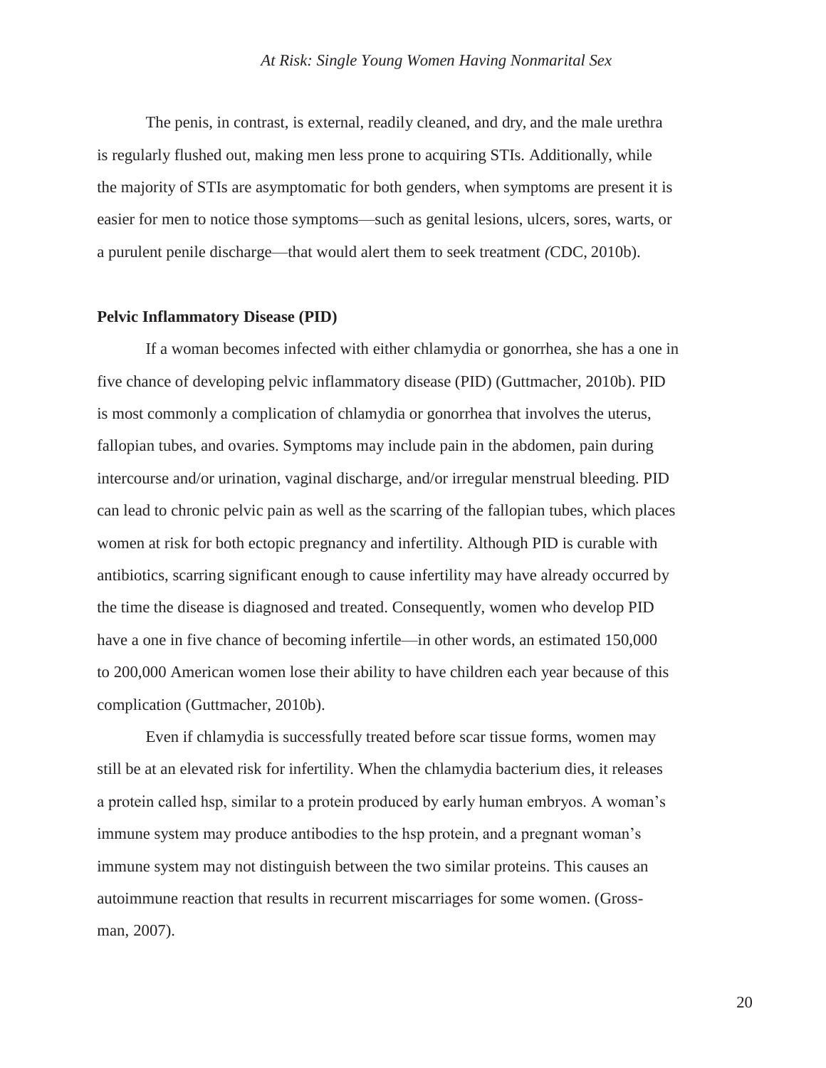The penis, in contrast, is external, readily cleaned, and dry, and the male urethra is regularly flushed out, making men less prone to acquiring STIs. Additionally, while the majority of STIs are asymptomatic for both genders, when symptoms are present it is easier for men to notice those symptoms—such as genital lesions, ulcers, sores, warts, or a purulent penile discharge—that would alert them to seek treatment *(*CDC, 2010b).

**Pelvic Inflammatory Disease (PID)**

If a woman becomes infected with either chlamydia or gonorrhea, she has a one in five chance of developing pelvic inflammatory disease (PID) (Guttmacher, 2010b). PID is most commonly a complication of chlamydia or gonorrhea that involves the uterus, fallopian tubes, and ovaries. Symptoms may include pain in the abdomen, pain during intercourse and/or urination, vaginal discharge, and/or irregular menstrual bleeding. PID can lead to chronic pelvic pain as well as the scarring of the fallopian tubes, which places women at risk for both ectopic pregnancy and infertility. Although PID is curable with antibiotics, scarring significant enough to cause infertility may have already occurred by the time the disease is diagnosed and treated. Consequently, women who develop PID have a one in five chance of becoming infertile—in other words, an estimated 150,000 to 200,000 American women lose their ability to have children each year because of this complication (Guttmacher, 2010b).

Even if chlamydia is successfully treated before scar tissue forms, women may still be at an elevated risk for infertility. When the chlamydia bacterium dies, it releases a protein called hsp, similar to a protein produced by early human embryos. A woman's immune system may produce antibodies to the hsp protein, and a pregnant woman's immune system may not distinguish between the two similar proteins. This causes an autoimmune reaction that results in recurrent miscarriages for some women. (Grossman, 2007).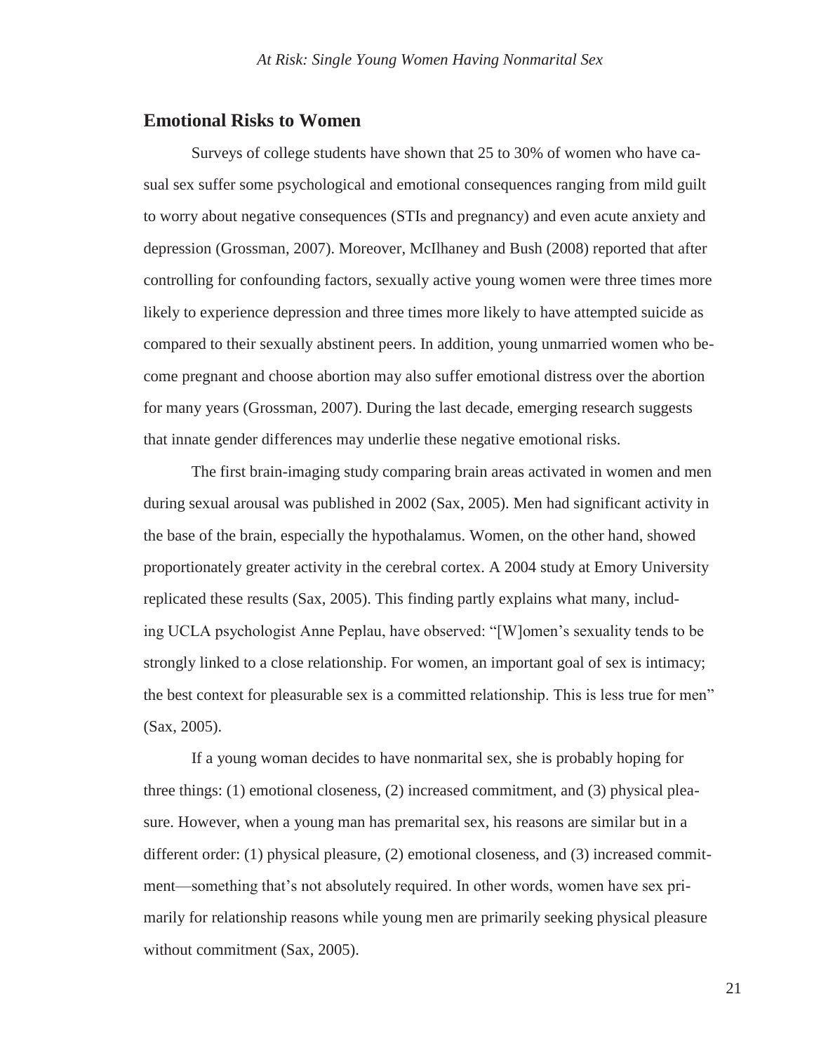## Emotional Risks to Women

Surveys of college students have shown that 25 to 30% of women who have casual sex suffer some psychological and emotional consequences ranging from mild guilt to worry about negative consequences (STIs and pregnancy) and even acute anxiety and depression (Grossman, 2007). Moreover, McIlhaney and Bush (2008) reported that after controlling for confounding factors, sexually active young women were three times more likely to experience depression and three times more likely to have attempted suicide as compared to their sexually abstinent peers. In addition, young unmarried women who become pregnant and choose abortion may also suffer emotional distress over the abortion for many years (Grossman, 2007). During the last decade, emerging research suggests that innate gender differences may underlie these negative emotional risks.

The first brain-imaging study comparing brain areas activated in women and men during sexual arousal was published in 2002 (Sax, 2005). Men had significant activity in the base of the brain, especially the hypothalamus. Women, on the other hand, showed proportionately greater activity in the cerebral cortex. A 2004 study at Emory University replicated these results (Sax, 2005). This finding partly explains what many, including UCLA psychologist Anne Peplau, have observed: "[W]omen's sexuality tends to be strongly linked to a close relationship. For women, an important goal of sex is intimacy; the best context for pleasurable sex is a committed relationship. This is less true for men" (Sax, 2005).

If a young woman decides to have nonmarital sex, she is probably hoping for three things: (1) emotional closeness, (2) increased commitment, and (3) physical pleasure. However, when a young man has premarital sex, his reasons are similar but in a different order: (1) physical pleasure, (2) emotional closeness, and (3) increased commitment—something that's not absolutely required. In other words, women have sex primarily for relationship reasons while young men are primarily seeking physical pleasure without commitment (Sax, 2005).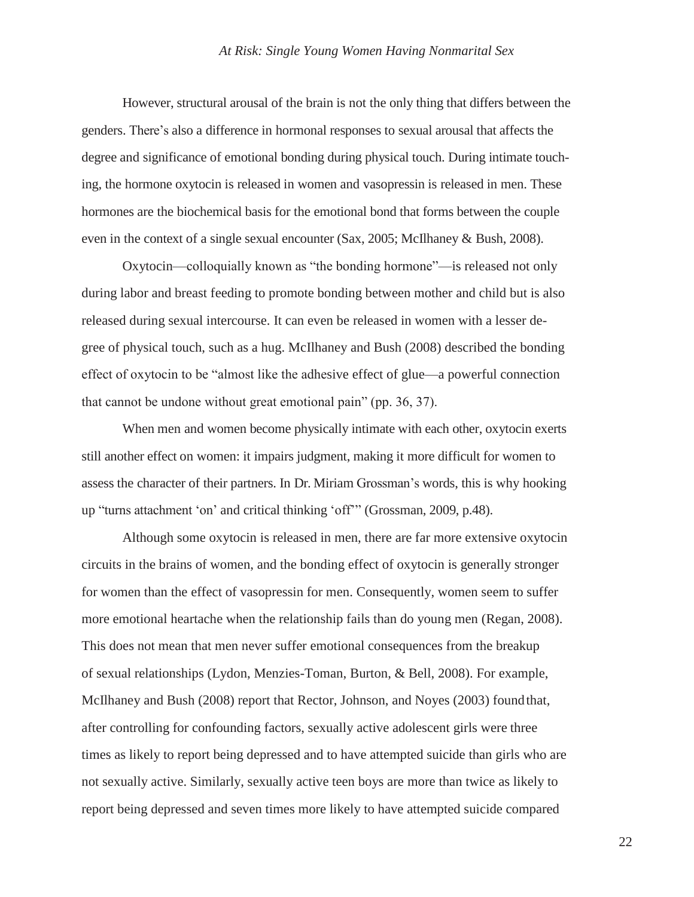However, structural arousal of the brain is not the only thing that differs between the genders. There's also a difference in hormonal responses to sexual arousal that affects the degree and significance of emotional bonding during physical touch. During intimate touching, the hormone oxytocin is released in women and vasopressin is released in men. These hormones are the biochemical basis for the emotional bond that forms between the couple even in the context of a single sexual encounter (Sax, 2005; McIlhaney & Bush, 2008).

Oxytocin—colloquially known as "the bonding hormone"—is released not only during labor and breast feeding to promote bonding between mother and child but is also released during sexual intercourse. It can even be released in women with a lesser degree of physical touch, such as a hug. McIlhaney and Bush (2008) described the bonding effect of oxytocin to be "almost like the adhesive effect of glue—a powerful connection that cannot be undone without great emotional pain" (pp. 36, 37).

When men and women become physically intimate with each other, oxytocin exerts still another effect on women: it impairs judgment, making it more difficult for women to assess the character of their partners. In Dr. Miriam Grossman's words, this is why hooking up "turns attachment 'on' and critical thinking 'off'" (Grossman, 2009, p.48).

Although some oxytocin is released in men, there are far more extensive oxytocin circuits in the brains of women, and the bonding effect of oxytocin is generally stronger for women than the effect of vasopressin for men. Consequently, women seem to suffer more emotional heartache when the relationship fails than do young men (Regan, 2008). This does not mean that men never suffer emotional consequences from the breakup of sexual relationships (Lydon, Menzies-Toman, Burton, & Bell, 2008). For example, McIlhaney and Bush (2008) report that Rector, Johnson, and Noyes (2003) found that, after controlling for confounding factors, sexually active adolescent girls were three times as likely to report being depressed and to have attempted suicide than girls who are not sexually active. Similarly, sexually active teen boys are more than twice as likely to report being depressed and seven times more likely to have attempted suicide compared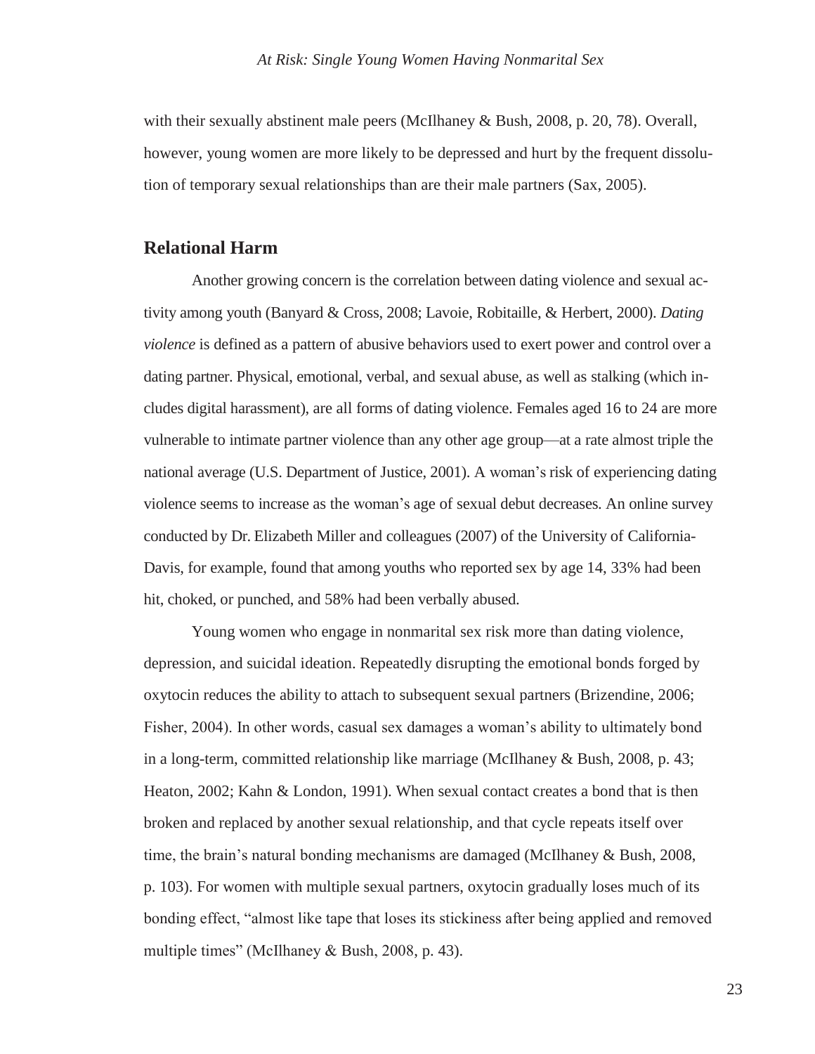with their sexually abstinent male peers (McIlhaney & Bush, 2008, p. 20, 78). Overall, however, young women are more likely to be depressed and hurt by the frequent dissolution of temporary sexual relationships than are their male partners (Sax, 2005).

## Relational Harm

Another growing concern is the correlation between dating violence and sexual activity among youth (Banyard & Cross, 2008; Lavoie, Robitaille, & Herbert, 2000). *Dating violence* is defined as a pattern of abusive behaviors used to exert power and control over a dating partner. Physical, emotional, verbal, and sexual abuse, as well as stalking (which includes digital harassment), are all forms of dating violence. Females aged 16 to 24 are more vulnerable to intimate partner violence than any other age group—at a rate almost triple the national average (U.S. Department of Justice, 2001). A woman's risk of experiencing dating violence seems to increase as the woman's age of sexual debut decreases. An online survey conducted by Dr. Elizabeth Miller and colleagues (2007) of the University of California-Davis, for example, found that among youths who reported sex by age 14, 33% had been hit, choked, or punched, and 58% had been verbally abused.

Young women who engage in nonmarital sex risk more than dating violence, depression, and suicidal ideation. Repeatedly disrupting the emotional bonds forged by oxytocin reduces the ability to attach to subsequent sexual partners (Brizendine, 2006; Fisher, 2004). In other words, casual sex damages a woman's ability to ultimately bond in a long-term, committed relationship like marriage (McIlhaney & Bush, 2008, p. 43; Heaton, 2002; Kahn & London, 1991). When sexual contact creates a bond that is then broken and replaced by another sexual relationship, and that cycle repeats itself over time, the brain's natural bonding mechanisms are damaged (McIlhaney & Bush, 2008, p. 103). For women with multiple sexual partners, oxytocin gradually loses much of its bonding effect, "almost like tape that loses its stickiness after being applied and removed multiple times" (McIlhaney & Bush, 2008, p. 43).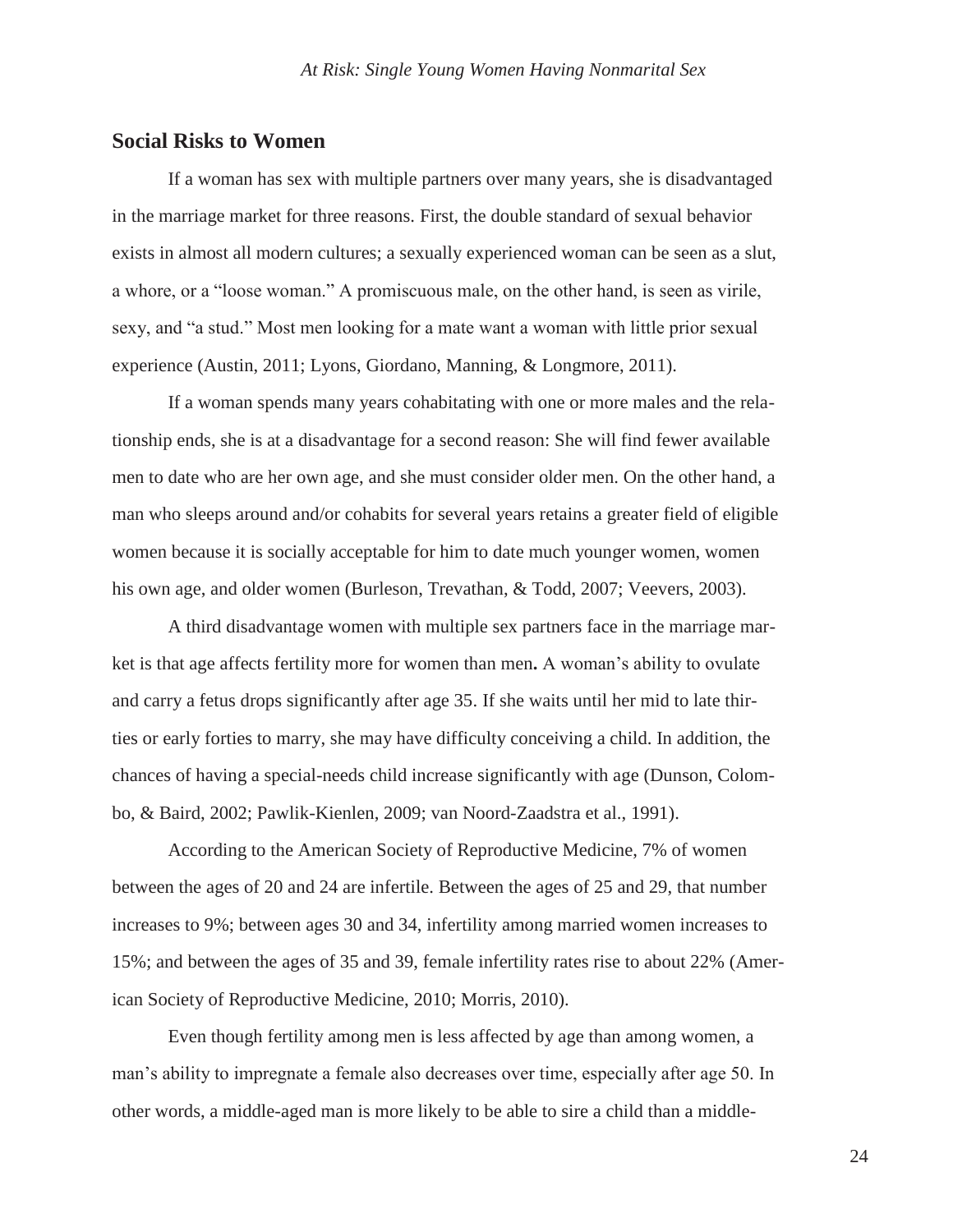## Social Risks to Women

If a woman has sex with multiple partners over many years, she is disadvantaged in the marriage market for three reasons. First, the double standard of sexual behavior exists in almost all modern cultures; a sexually experienced woman can be seen as a slut, a whore, or a "loose woman." A promiscuous male, on the other hand, is seen as virile, sexy, and "a stud." Most men looking for a mate want a woman with little prior sexual experience (Austin, 2011; Lyons, Giordano, Manning, & Longmore, 2011).

If a woman spends many years cohabitating with one or more males and the relationship ends, she is at a disadvantage for a second reason: She will find fewer available men to date who are her own age, and she must consider older men. On the other hand, a man who sleeps around and/or cohabits for several years retains a greater field of eligible women because it is socially acceptable for him to date much younger women, women his own age, and older women (Burleson, Trevathan, & Todd, 2007; Veevers, 2003).

A third disadvantage women with multiple sex partners face in the marriage market is that age affects fertility more for women than men**.** A woman's ability to ovulate and carry a fetus drops significantly after age 35. If she waits until her mid to late thirties or early forties to marry, she may have difficulty conceiving a child. In addition, the chances of having a special-needs child increase significantly with age (Dunson, Colombo, & Baird, 2002; Pawlik-Kienlen, 2009; van Noord-Zaadstra et al., 1991).

According to the American Society of Reproductive Medicine, 7% of women between the ages of 20 and 24 are infertile. Between the ages of 25 and 29, that number increases to 9%; between ages 30 and 34, infertility among married women increases to 15%; and between the ages of 35 and 39, female infertility rates rise to about 22% (American Society of Reproductive Medicine, 2010; Morris, 2010).

Even though fertility among men is less affected by age than among women, a man's ability to impregnate a female also decreases over time, especially after age 50. In other words, a middle-aged man is more likely to be able to sire a child than a middle-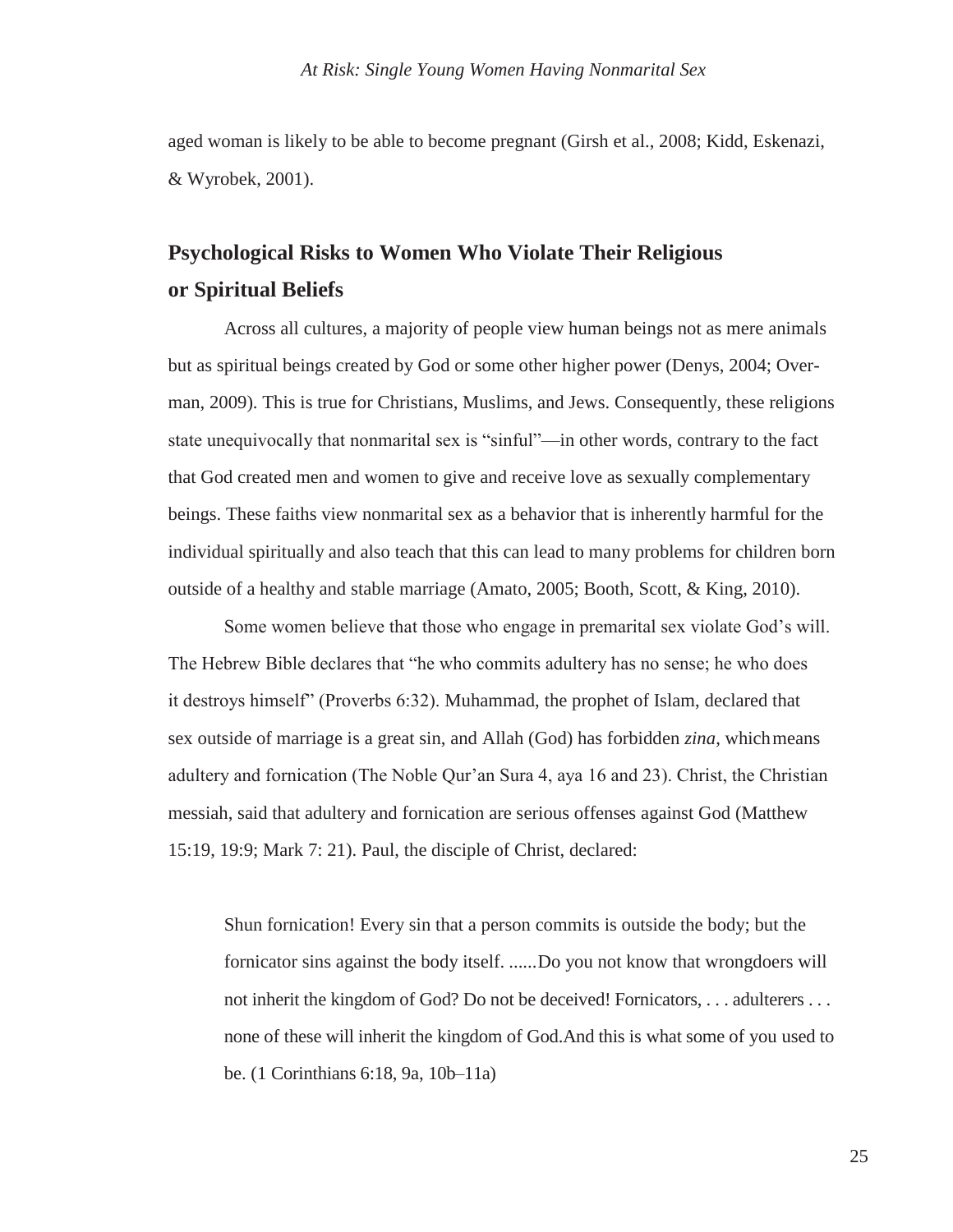aged woman is likely to be able to become pregnant (Girsh et al., 2008; Kidd, Eskenazi, & Wyrobek, 2001).

## Psychological Risks to Women Who Violate Their Religious or Spiritual Beliefs

Across all cultures, a majority of people view human beings not as mere animals but as spiritual beings created by God or some other higher power (Denys, 2004; Overman, 2009). This is true for Christians, Muslims, and Jews. Consequently, these religions state unequivocally that nonmarital sex is "sinful"—in other words, contrary to the fact that God created men and women to give and receive love as sexually complementary beings. These faiths view nonmarital sex as a behavior that is inherently harmful for the individual spiritually and also teach that this can lead to many problems for children born outside of a healthy and stable marriage (Amato, 2005; Booth, Scott, & King, 2010).

Some women believe that those who engage in premarital sex violate God's will. The Hebrew Bible declares that "he who commits adultery has no sense; he who does it destroys himself" (Proverbs 6:32). Muhammad, the prophet of Islam, declared that sex outside of marriage is a great sin, and Allah (God) has forbidden *zina*, which means adultery and fornication (The Noble Qur'an Sura 4, aya 16 and 23). Christ, the Christian messiah, said that adultery and fornication are serious offenses against God (Matthew 15:19, 19:9; Mark 7: 21). Paul, the disciple of Christ, declared:

> Shun fornication! Every sin that a person commits is outside the body; but the fornicator sins against the body itself. ......Do you not know that wrongdoers will not inherit the kingdom of God? Do not be deceived! Fornicators, . . . adulterers . . . none of these will inherit the kingdom of God. And this is what some of you used to be. (1 Corinthians 6:18, 9a, 10b–11a)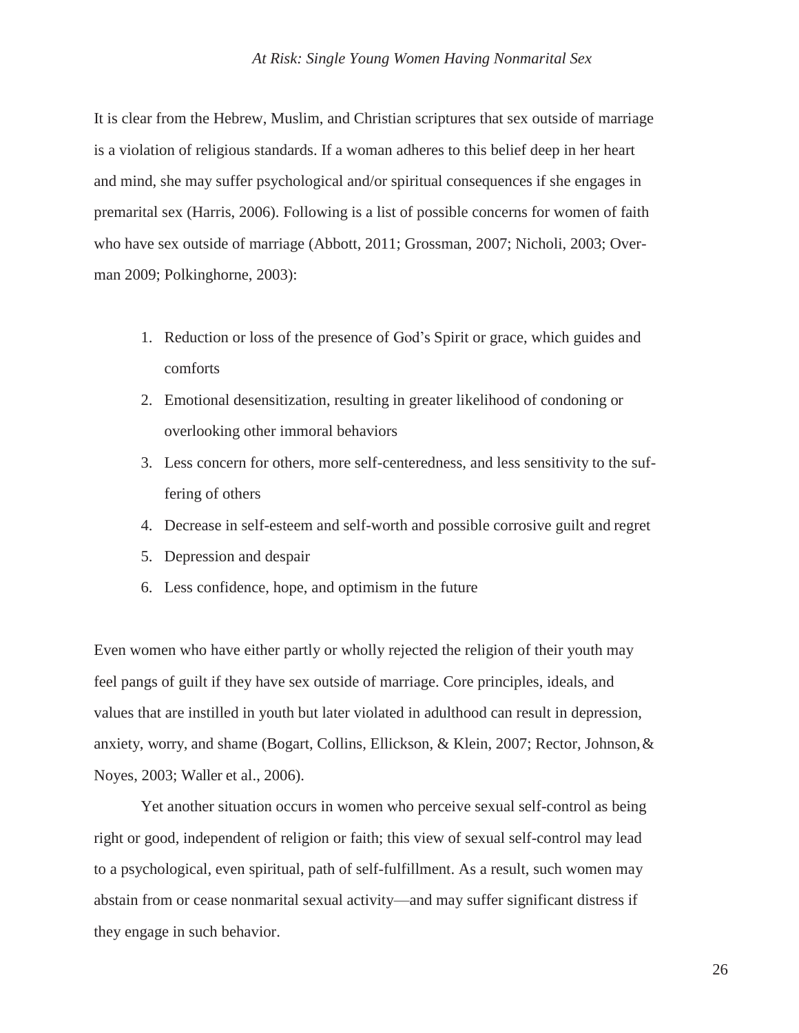It is clear from the Hebrew, Muslim, and Christian scriptures that sex outside of marriage is a violation of religious standards. If a woman adheres to this belief deep in her heart and mind, she may suffer psychological and/or spiritual consequences if she engages in premarital sex (Harris, 2006). Following is a list of possible concerns for women of faith who have sex outside of marriage (Abbott, 2011; Grossman, 2007; Nicholi, 2003; Overman 2009; Polkinghorne, 2003):

1. Reduction or loss of the presence of God's Spirit or grace, which guides and comforts
2. Emotional desensitization, resulting in greater likelihood of condoning or overlooking other immoral behaviors
3. Less concern for others, more self-centeredness, and less sensitivity to the suffering of others
4. Decrease in self-esteem and self-worth and possible corrosive guilt and regret
5. Depression and despair
6. Less confidence, hope, and optimism in the future

Even women who have either partly or wholly rejected the religion of their youth may feel pangs of guilt if they have sex outside of marriage. Core principles, ideals, and values that are instilled in youth but later violated in adulthood can result in depression, anxiety, worry, and shame (Bogart, Collins, Ellickson, & Klein, 2007; Rector, Johnson, & Noyes, 2003; Waller et al., 2006).

Yet another situation occurs in women who perceive sexual self-control as being right or good, independent of religion or faith; this view of sexual self-control may lead to a psychological, even spiritual, path of self-fulfillment. As a result, such women may abstain from or cease nonmarital sexual activity—and may suffer significant distress if they engage in such behavior.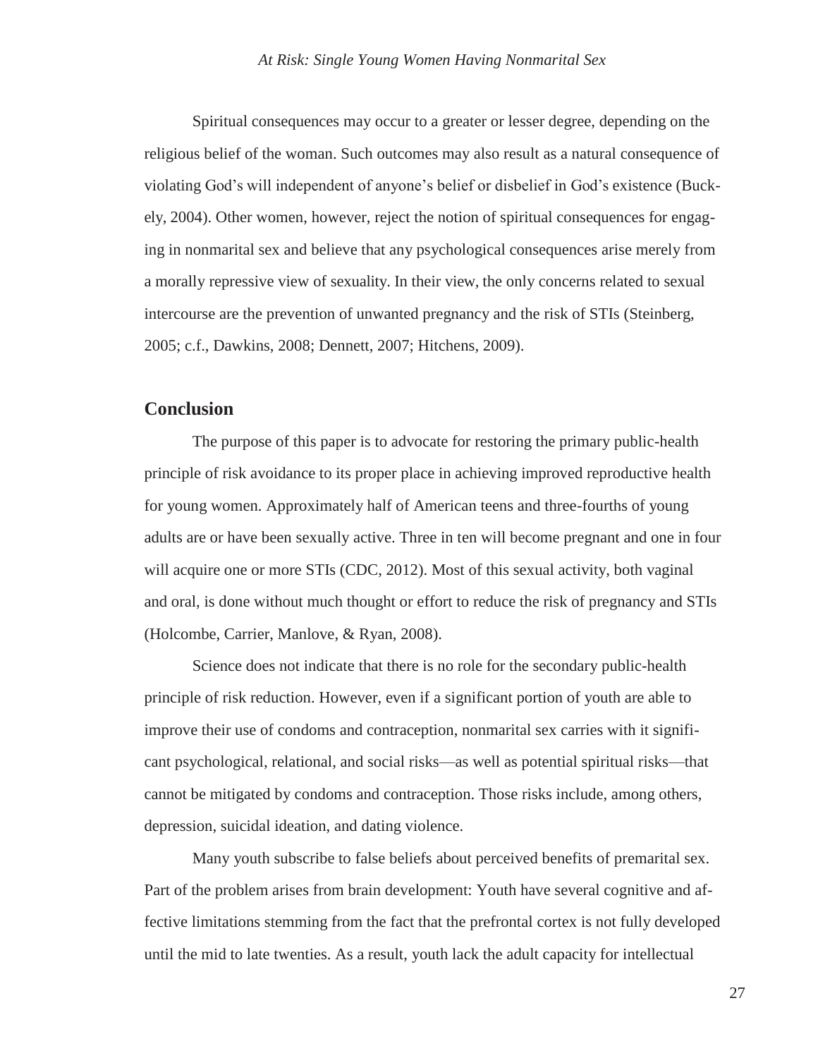Spiritual consequences may occur to a greater or lesser degree, depending on the religious belief of the woman. Such outcomes may also result as a natural consequence of violating God's will independent of anyone's belief or disbelief in God's existence (Buckely, 2004). Other women, however, reject the notion of spiritual consequences for engaging in nonmarital sex and believe that any psychological consequences arise merely from a morally repressive view of sexuality. In their view, the only concerns related to sexual intercourse are the prevention of unwanted pregnancy and the risk of STIs (Steinberg, 2005; c.f., Dawkins, 2008; Dennett, 2007; Hitchens, 2009).

## Conclusion

The purpose of this paper is to advocate for restoring the primary public-health principle of risk avoidance to its proper place in achieving improved reproductive health for young women. Approximately half of American teens and three-fourths of young adults are or have been sexually active. Three in ten will become pregnant and one in four will acquire one or more STIs (CDC, 2012). Most of this sexual activity, both vaginal and oral, is done without much thought or effort to reduce the risk of pregnancy and STIs (Holcombe, Carrier, Manlove, & Ryan, 2008).

Science does not indicate that there is no role for the secondary public-health principle of risk reduction. However, even if a significant portion of youth are able to improve their use of condoms and contraception, nonmarital sex carries with it significant psychological, relational, and social risks—as well as potential spiritual risks—that cannot be mitigated by condoms and contraception. Those risks include, among others, depression, suicidal ideation, and dating violence.

Many youth subscribe to false beliefs about perceived benefits of premarital sex. Part of the problem arises from brain development: Youth have several cognitive and affective limitations stemming from the fact that the prefrontal cortex is not fully developed until the mid to late twenties. As a result, youth lack the adult capacity for intellectual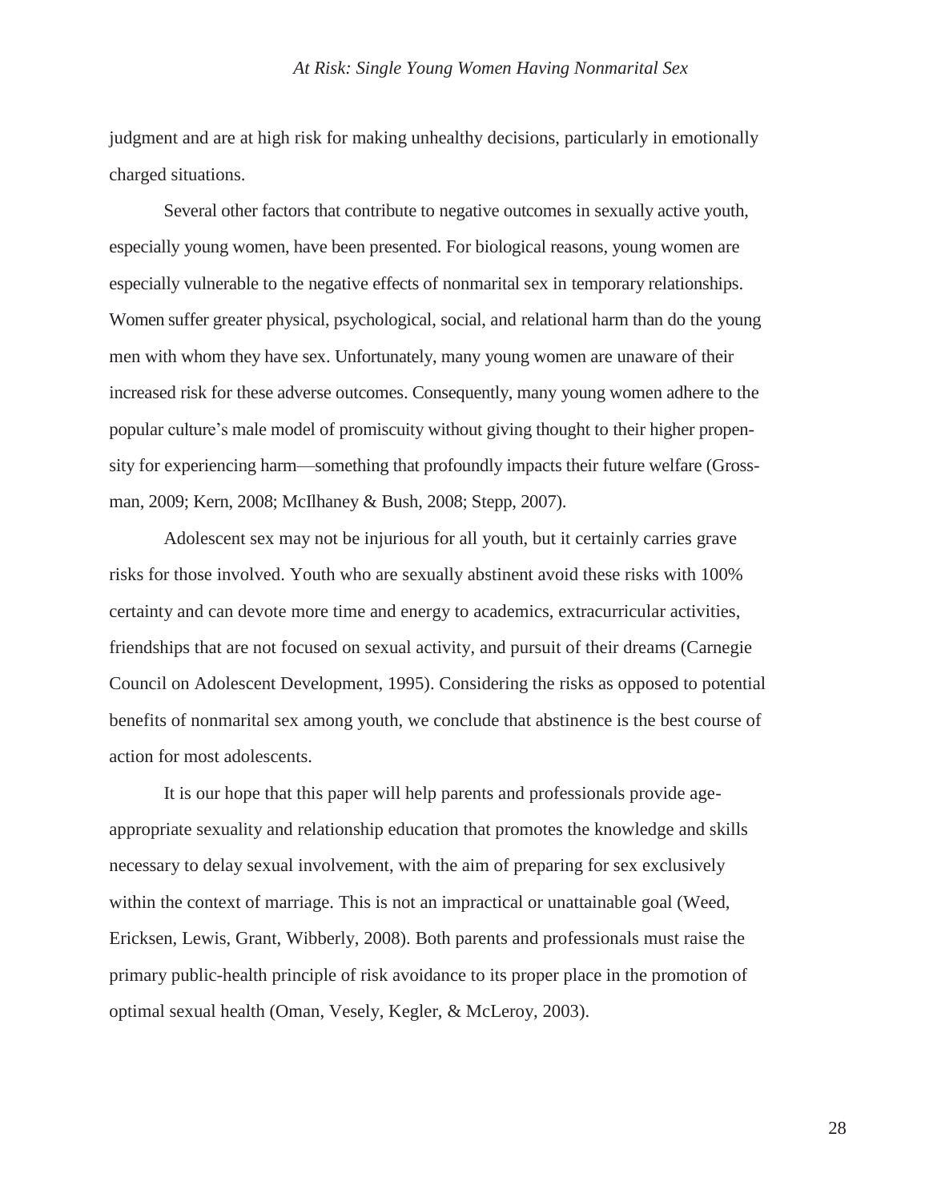judgment and are at high risk for making unhealthy decisions, particularly in emotionally charged situations.

Several other factors that contribute to negative outcomes in sexually active youth, especially young women, have been presented. For biological reasons, young women are especially vulnerable to the negative effects of nonmarital sex in temporary relationships. Women suffer greater physical, psychological, social, and relational harm than do the young men with whom they have sex. Unfortunately, many young women are unaware of their increased risk for these adverse outcomes. Consequently, many young women adhere to the popular culture's male model of promiscuity without giving thought to their higher propensity for experiencing harm—something that profoundly impacts their future welfare (Grossman, 2009; Kern, 2008; McIlhaney & Bush, 2008; Stepp, 2007).

Adolescent sex may not be injurious for all youth, but it certainly carries grave risks for those involved. Youth who are sexually abstinent avoid these risks with 100% certainty and can devote more time and energy to academics, extracurricular activities, friendships that are not focused on sexual activity, and pursuit of their dreams (Carnegie Council on Adolescent Development, 1995). Considering the risks as opposed to potential benefits of nonmarital sex among youth, we conclude that abstinence is the best course of action for most adolescents.

It is our hope that this paper will help parents and professionals provide age-appropriate sexuality and relationship education that promotes the knowledge and skills necessary to delay sexual involvement, with the aim of preparing for sex exclusively within the context of marriage. This is not an impractical or unattainable goal (Weed, Ericksen, Lewis, Grant, Wibberly, 2008). Both parents and professionals must raise the primary public-health principle of risk avoidance to its proper place in the promotion of optimal sexual health (Oman, Vesely, Kegler, & McLeroy, 2003).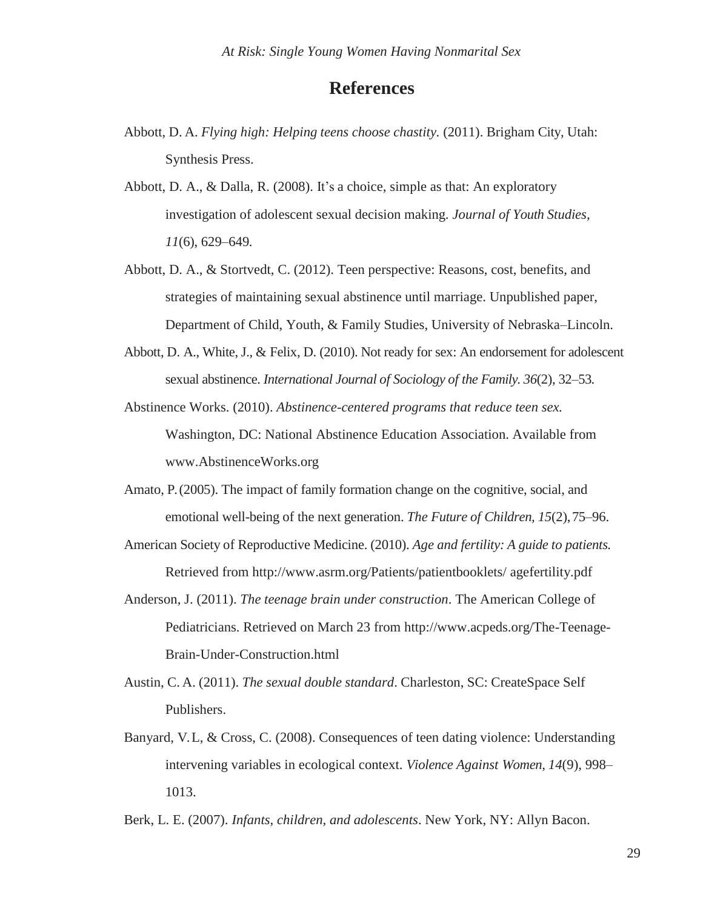## References

Abbott, D. A. *Flying high: Helping teens choose chastity.* (2011). Brigham City, Utah: Synthesis Press.

Abbott, D. A., & Dalla, R. (2008). It's a choice, simple as that: An exploratory investigation of adolescent sexual decision making. *Journal of Youth Studies, 11*(6), 629–649.

Abbott, D. A., & Stortvedt, C. (2012). Teen perspective: Reasons, cost, benefits, and strategies of maintaining sexual abstinence until marriage. Unpublished paper, Department of Child, Youth, & Family Studies, University of Nebraska–Lincoln.

Abbott, D. A., White, J., & Felix, D. (2010). Not ready for sex: An endorsement for adolescent sexual abstinence. *International Journal of Sociology of the Family. 36*(2), 32–53.

Abstinence Works. (2010). *Abstinence-centered programs that reduce teen sex.* Washington, DC: National Abstinence Education Association. Available from www.AbstinenceWorks.org

Amato, P. (2005). The impact of family formation change on the cognitive, social, and emotional well-being of the next generation. *The Future of Children, 15*(2), 75–96.

American Society of Reproductive Medicine. (2010). *Age and fertility: A guide to patients.* Retrieved from http://www.asrm.org/Patients/patientbooklets/ agefertility.pdf

Anderson, J. (2011). *The teenage brain under construction*. The American College of Pediatricians. Retrieved on March 23 from http://www.acpeds.org/The-Teenage-Brain-Under-Construction.html

Austin, C. A. (2011). *The sexual double standard*. Charleston, SC: CreateSpace Self Publishers.

Banyard, V. L, & Cross, C. (2008). Consequences of teen dating violence: Understanding intervening variables in ecological context. *Violence Against Women, 14*(9), 998–1013.

Berk, L. E. (2007). *Infants, children, and adolescents*. New York, NY: Allyn Bacon.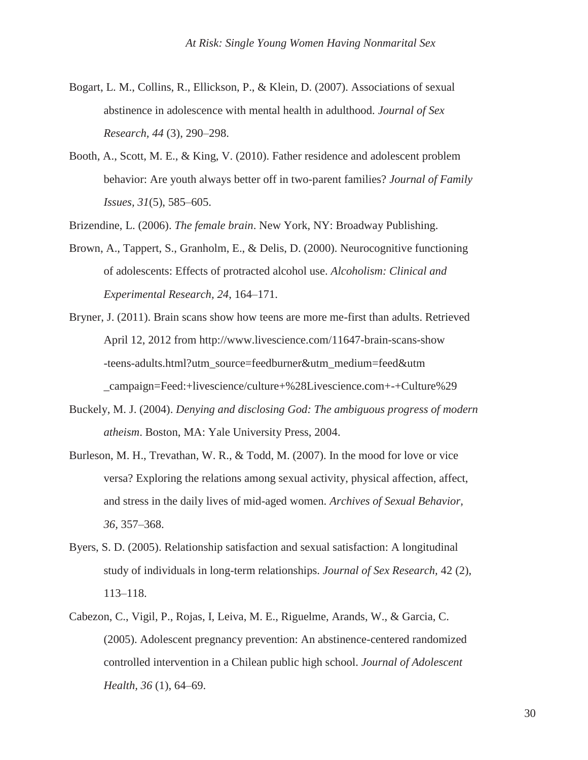Bogart, L. M., Collins, R., Ellickson, P., & Klein, D. (2007). Associations of sexual abstinence in adolescence with mental health in adulthood. *Journal of Sex Research, 44* (3), 290–298.

Booth, A., Scott, M. E., & King, V. (2010). Father residence and adolescent problem behavior: Are youth always better off in two-parent families? *Journal of Family Issues, 31*(5), 585–605.

Brizendine, L. (2006). *The female brain*. New York, NY: Broadway Publishing.

Brown, A., Tappert, S., Granholm, E., & Delis, D. (2000). Neurocognitive functioning of adolescents: Effects of protracted alcohol use. *Alcoholism: Clinical and Experimental Research, 24*, 164–171.

Bryner, J. (2011). Brain scans show how teens are more me-first than adults. Retrieved April 12, 2012 from http://www.livescience.com/11647-brain-scans-show-teens-adults.html?utm_source=feedburner&utm_medium=feed&utm_campaign=Feed:+livescience/culture+%28Livescience.com+-+Culture%29

Buckely, M. J. (2004). *Denying and disclosing God: The ambiguous progress of modern atheism*. Boston, MA: Yale University Press, 2004.

Burleson, M. H., Trevathan, W. R., & Todd, M. (2007). In the mood for love or vice versa? Exploring the relations among sexual activity, physical affection, affect, and stress in the daily lives of mid-aged women. *Archives of Sexual Behavior, 36*, 357–368.

Byers, S. D. (2005). Relationship satisfaction and sexual satisfaction: A longitudinal study of individuals in long-term relationships. *Journal of Sex Research,* 42 (2), 113–118.

Cabezon, C., Vigil, P., Rojas, I, Leiva, M. E., Riguelme, Arands, W., & Garcia, C. (2005). Adolescent pregnancy prevention: An abstinence-centered randomized controlled intervention in a Chilean public high school. *Journal of Adolescent Health, 36* (1), 64–69.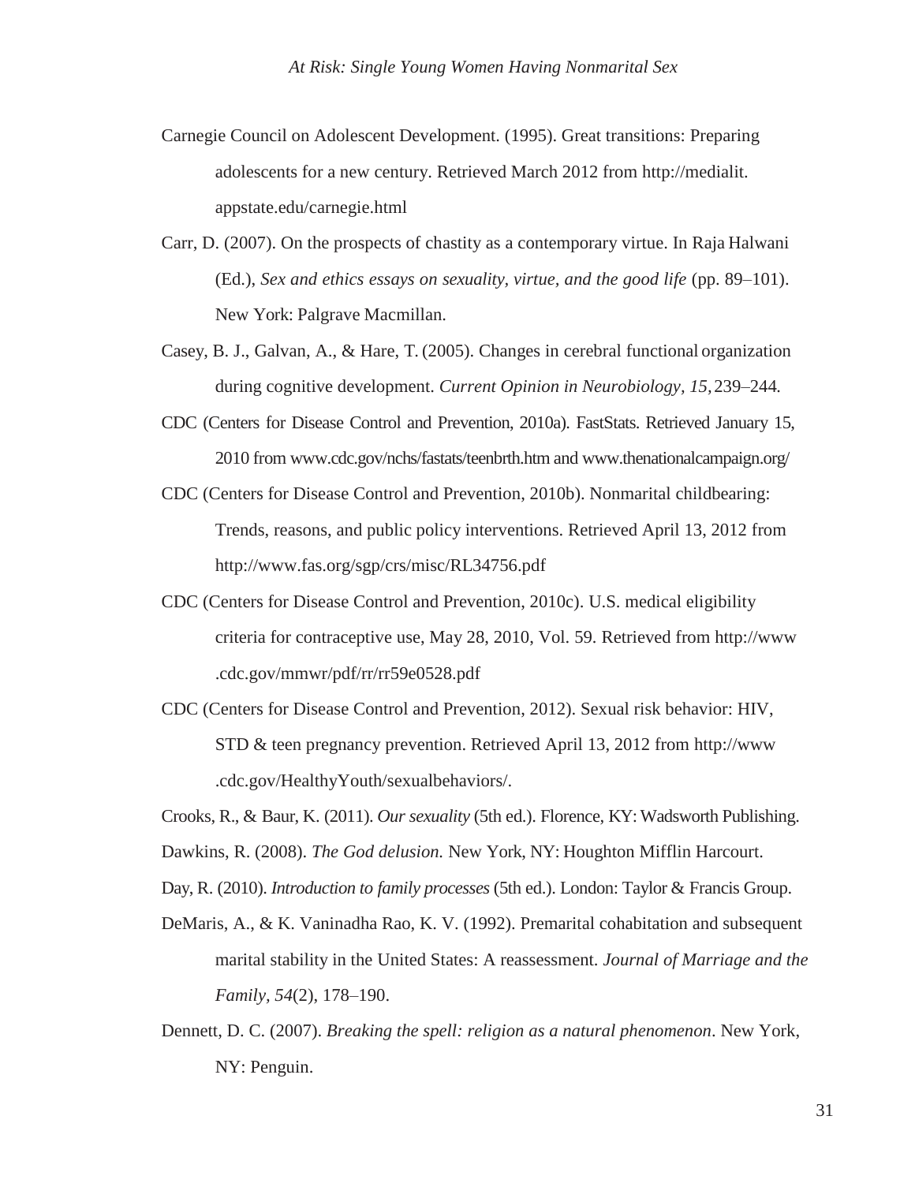Carnegie Council on Adolescent Development. (1995). Great transitions: Preparing adolescents for a new century. Retrieved March 2012 from http://medialit.appstate.edu/carnegie.html

Carr, D. (2007). On the prospects of chastity as a contemporary virtue. In Raja Halwani (Ed.), *Sex and ethics essays on sexuality, virtue, and the good life* (pp. 89–101). New York: Palgrave Macmillan.

Casey, B. J., Galvan, A., & Hare, T. (2005). Changes in cerebral functional organization during cognitive development. *Current Opinion in Neurobiology, 15,* 239–244.

CDC (Centers for Disease Control and Prevention, 2010a). FastStats. Retrieved January 15, 2010 from www.cdc.gov/nchs/fastats/teenbrth.htm and www.thenationalcampaign.org/

CDC (Centers for Disease Control and Prevention, 2010b). Nonmarital childbearing: Trends, reasons, and public policy interventions. Retrieved April 13, 2012 from http://www.fas.org/sgp/crs/misc/RL34756.pdf

CDC (Centers for Disease Control and Prevention, 2010c). U.S. medical eligibility criteria for contraceptive use, May 28, 2010, Vol. 59. Retrieved from http://www.cdc.gov/mmwr/pdf/rr/rr59e0528.pdf

CDC (Centers for Disease Control and Prevention, 2012). Sexual risk behavior: HIV, STD & teen pregnancy prevention. Retrieved April 13, 2012 from http://www.cdc.gov/HealthyYouth/sexualbehaviors/.

Crooks, R., & Baur, K. (2011). *Our sexuality* (5th ed.). Florence, KY: Wadsworth Publishing.

Dawkins, R. (2008). *The God delusion.* New York, NY: Houghton Mifflin Harcourt.

Day, R. (2010). *Introduction to family processes* (5th ed.). London: Taylor & Francis Group.

DeMaris, A., & K. Vaninadha Rao, K. V. (1992). Premarital cohabitation and subsequent marital stability in the United States: A reassessment. *Journal of Marriage and the Family, 54*(2), 178–190.

Dennett, D. C. (2007). *Breaking the spell: religion as a natural phenomenon*. New York, NY: Penguin.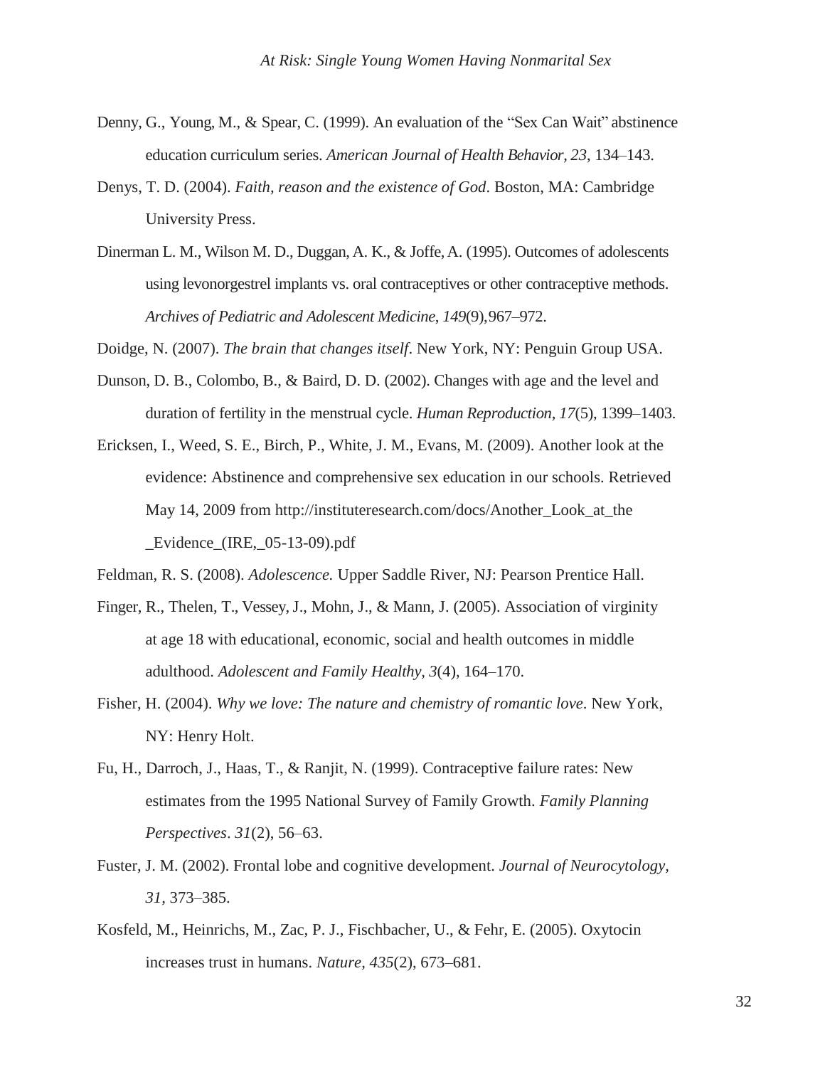Denny, G., Young, M., & Spear, C. (1999). An evaluation of the "Sex Can Wait" abstinence education curriculum series. *American Journal of Health Behavior, 23*, 134–143.

Denys, T. D. (2004). *Faith, reason and the existence of God*. Boston, MA: Cambridge University Press.

Dinerman L. M., Wilson M. D., Duggan, A. K., & Joffe, A. (1995). Outcomes of adolescents using levonorgestrel implants vs. oral contraceptives or other contraceptive methods. *Archives of Pediatric and Adolescent Medicine*, *149*(9), 967–972.

Doidge, N. (2007). *The brain that changes itself*. New York, NY: Penguin Group USA.

Dunson, D. B., Colombo, B., & Baird, D. D. (2002). Changes with age and the level and duration of fertility in the menstrual cycle. *Human Reproduction, 17*(5), 1399–1403.

Ericksen, I., Weed, S. E., Birch, P., White, J. M., Evans, M. (2009). Another look at the evidence: Abstinence and comprehensive sex education in our schools. Retrieved May 14, 2009 from http://instituteresearch.com/docs/Another_Look_at_the_Evidence_(IRE,_05-13-09).pdf

Feldman, R. S. (2008). *Adolescence.* Upper Saddle River, NJ: Pearson Prentice Hall.

Finger, R., Thelen, T., Vessey, J., Mohn, J., & Mann, J. (2005). Association of virginity at age 18 with educational, economic, social and health outcomes in middle adulthood. *Adolescent and Family Healthy, 3*(4), 164–170.

Fisher, H. (2004). *Why we love: The nature and chemistry of romantic love*. New York, NY: Henry Holt.

Fu, H., Darroch, J., Haas, T., & Ranjit, N. (1999). Contraceptive failure rates: New estimates from the 1995 National Survey of Family Growth. *Family Planning Perspectives*. *31*(2), 56–63.

Fuster, J. M. (2002). Frontal lobe and cognitive development. *Journal of Neurocytology, 31*, 373–385.

Kosfeld, M., Heinrichs, M., Zac, P. J., Fischbacher, U., & Fehr, E. (2005). Oxytocin increases trust in humans. *Nature, 435*(2), 673–681.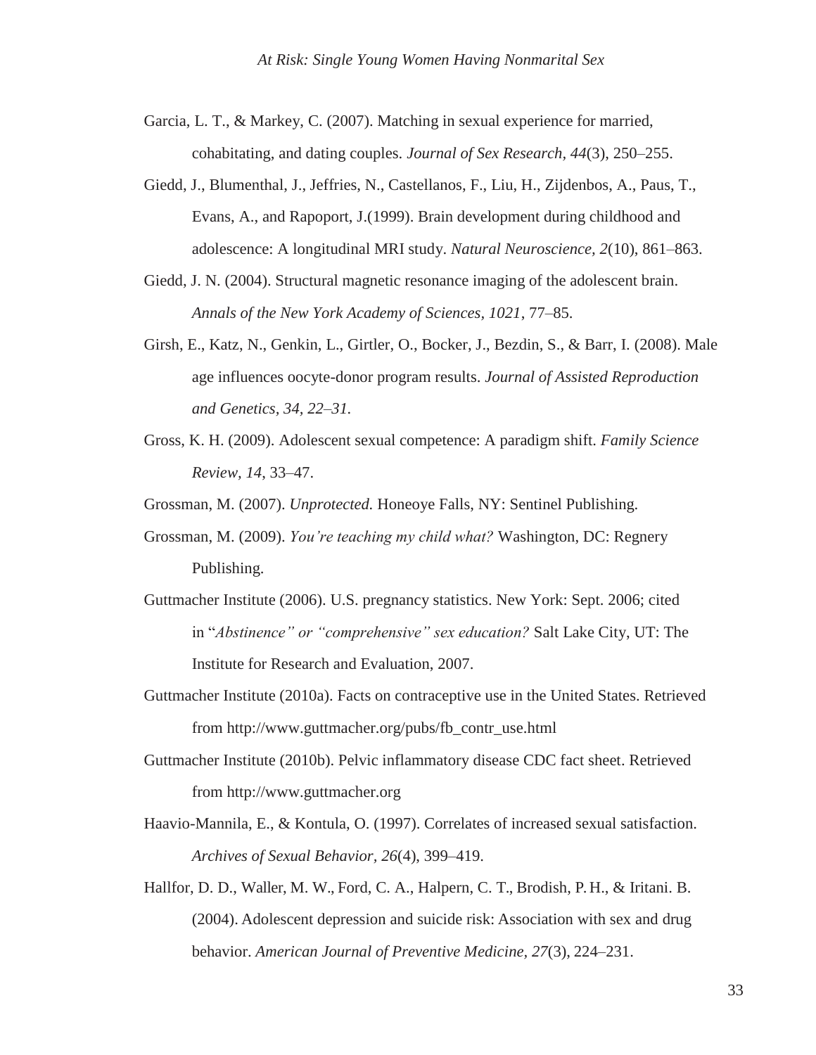Garcia, L. T., & Markey, C. (2007). Matching in sexual experience for married, cohabitating, and dating couples. *Journal of Sex Research, 44*(3), 250–255.

Giedd, J., Blumenthal, J., Jeffries, N., Castellanos, F., Liu, H., Zijdenbos, A., Paus, T., Evans, A., and Rapoport, J.(1999). Brain development during childhood and adolescence: A longitudinal MRI study. *Natural Neuroscience, 2*(10), 861–863.

Giedd, J. N. (2004). Structural magnetic resonance imaging of the adolescent brain. *Annals of the New York Academy of Sciences, 1021*, 77–85.

Girsh, E., Katz, N., Genkin, L., Girtler, O., Bocker, J., Bezdin, S., & Barr, I. (2008). Male age influences oocyte-donor program results. *Journal of Assisted Reproduction and Genetics, 34, 22–31.*

Gross, K. H. (2009). Adolescent sexual competence: A paradigm shift. *Family Science Review, 14*, 33–47.

Grossman, M. (2007). *Unprotected.* Honeoye Falls, NY: Sentinel Publishing.

Grossman, M. (2009). *You're teaching my child what?* Washington, DC: Regnery Publishing.

Guttmacher Institute (2006). U.S. pregnancy statistics. New York: Sept. 2006; cited in "*Abstinence" or "comprehensive" sex education?* Salt Lake City, UT: The Institute for Research and Evaluation, 2007.

Guttmacher Institute (2010a). Facts on contraceptive use in the United States. Retrieved from http://www.guttmacher.org/pubs/fb_contr_use.html

Guttmacher Institute (2010b). Pelvic inflammatory disease CDC fact sheet. Retrieved from http://www.guttmacher.org

Haavio-Mannila, E., & Kontula, O. (1997). Correlates of increased sexual satisfaction. *Archives of Sexual Behavior, 26*(4), 399–419.

Hallfor, D. D., Waller, M. W., Ford, C. A., Halpern, C. T., Brodish, P. H., & Iritani. B. (2004). Adolescent depression and suicide risk: Association with sex and drug behavior. *American Journal of Preventive Medicine, 27*(3), 224–231.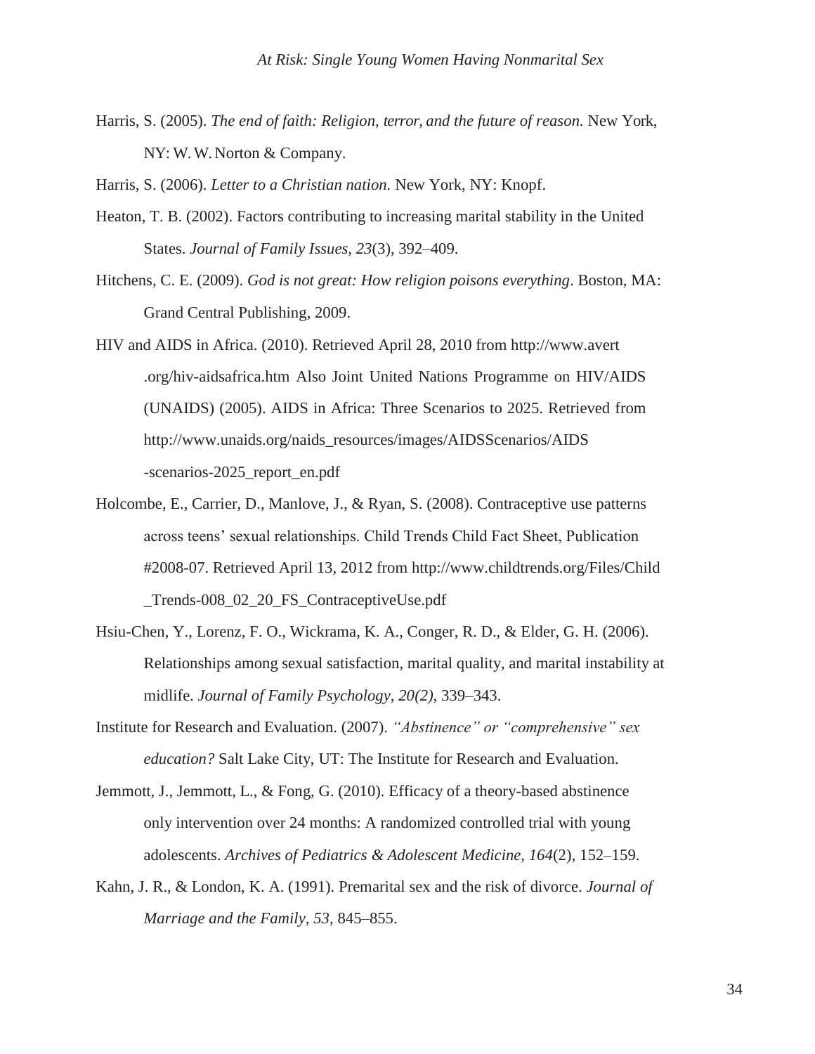Harris, S. (2005). *The end of faith: Religion, terror, and the future of reason.* New York, NY: W. W. Norton & Company.

Harris, S. (2006). *Letter to a Christian nation.* New York, NY: Knopf.

Heaton, T. B. (2002). Factors contributing to increasing marital stability in the United States. *Journal of Family Issues, 23*(3), 392–409.

Hitchens, C. E. (2009). *God is not great: How religion poisons everything*. Boston, MA: Grand Central Publishing, 2009.

HIV and AIDS in Africa. (2010). Retrieved April 28, 2010 from http://www.avert .org/hiv-aidsafrica.htm Also Joint United Nations Programme on HIV/AIDS (UNAIDS) (2005). AIDS in Africa: Three Scenarios to 2025. Retrieved from http://www.unaids.org/naids_resources/images/AIDSScenarios/AIDS -scenarios-2025_report_en.pdf

Holcombe, E., Carrier, D., Manlove, J., & Ryan, S. (2008). Contraceptive use patterns across teens' sexual relationships. Child Trends Child Fact Sheet, Publication #2008-07. Retrieved April 13, 2012 from http://www.childtrends.org/Files/Child _Trends-008_02_20_FS_ContraceptiveUse.pdf

Hsiu-Chen, Y., Lorenz, F. O., Wickrama, K. A., Conger, R. D., & Elder, G. H. (2006). Relationships among sexual satisfaction, marital quality, and marital instability at midlife. *Journal of Family Psychology, 20(2),* 339–343.

Institute for Research and Evaluation. (2007). *"Abstinence" or "comprehensive" sex education?* Salt Lake City, UT: The Institute for Research and Evaluation.

Jemmott, J., Jemmott, L., & Fong, G. (2010). Efficacy of a theory-based abstinence only intervention over 24 months: A randomized controlled trial with young adolescents. *Archives of Pediatrics & Adolescent Medicine, 164*(2), 152–159.

Kahn, J. R., & London, K. A. (1991). Premarital sex and the risk of divorce. *Journal of Marriage and the Family, 53*, 845–855.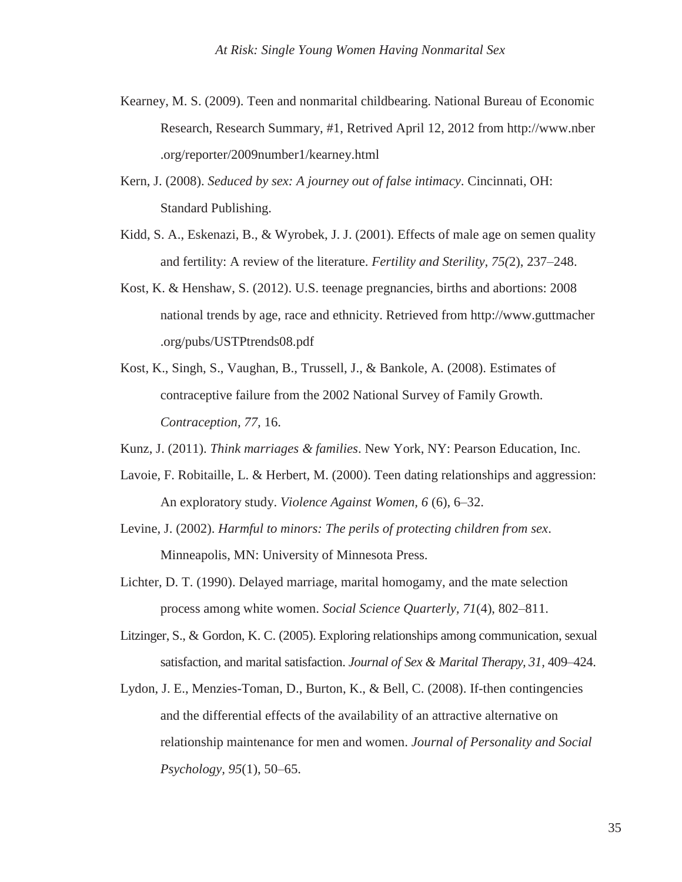Kearney, M. S. (2009). Teen and nonmarital childbearing. National Bureau of Economic Research, Research Summary, #1, Retrived April 12, 2012 from http://www.nber.org/reporter/2009number1/kearney.html

Kern, J. (2008). *Seduced by sex: A journey out of false intimacy*. Cincinnati, OH: Standard Publishing.

Kidd, S. A., Eskenazi, B., & Wyrobek, J. J. (2001). Effects of male age on semen quality and fertility: A review of the literature. *Fertility and Sterility, 75(*2), 237–248.

Kost, K. & Henshaw, S. (2012). U.S. teenage pregnancies, births and abortions: 2008 national trends by age, race and ethnicity. Retrieved from http://www.guttmacher.org/pubs/USTPtrends08.pdf

Kost, K., Singh, S., Vaughan, B., Trussell, J., & Bankole, A. (2008). Estimates of contraceptive failure from the 2002 National Survey of Family Growth. *Contraception, 77,* 16.

Kunz, J. (2011). *Think marriages & families*. New York, NY: Pearson Education, Inc.

Lavoie, F. Robitaille, L. & Herbert, M. (2000). Teen dating relationships and aggression: An exploratory study. *Violence Against Women, 6* (6), 6–32.

Levine, J. (2002). *Harmful to minors: The perils of protecting children from sex*. Minneapolis, MN: University of Minnesota Press.

Lichter, D. T. (1990). Delayed marriage, marital homogamy, and the mate selection process among white women. *Social Science Quarterly, 71*(4), 802–811.

Litzinger, S., & Gordon, K. C. (2005). Exploring relationships among communication, sexual satisfaction, and marital satisfaction. *Journal of Sex & Marital Therapy, 31,* 409–424.

Lydon, J. E., Menzies-Toman, D., Burton, K., & Bell, C. (2008). If-then contingencies and the differential effects of the availability of an attractive alternative on relationship maintenance for men and women. *Journal of Personality and Social Psychology, 95*(1), 50–65.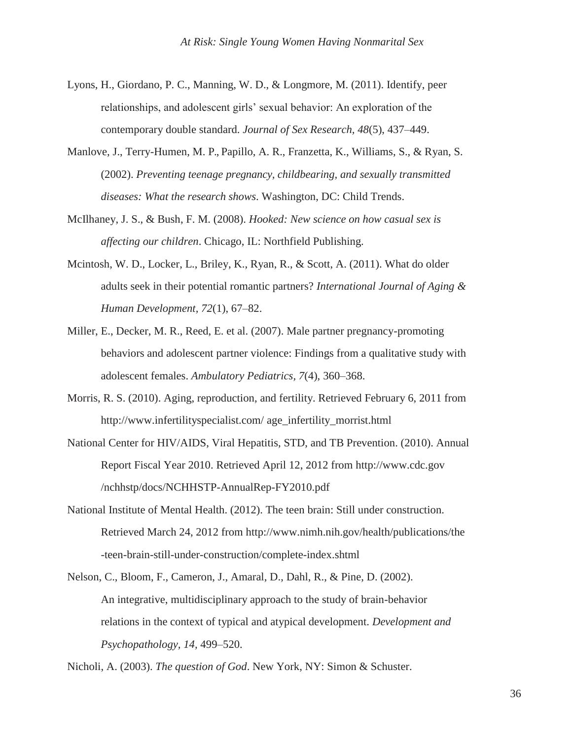Lyons, H., Giordano, P. C., Manning, W. D., & Longmore, M. (2011). Identify, peer relationships, and adolescent girls' sexual behavior: An exploration of the contemporary double standard. *Journal of Sex Research, 48*(5), 437–449.

Manlove, J., Terry-Humen, M. P., Papillo, A. R., Franzetta, K., Williams, S., & Ryan, S. (2002). *Preventing teenage pregnancy, childbearing, and sexually transmitted diseases: What the research shows*. Washington, DC: Child Trends.

McIlhaney, J. S., & Bush, F. M. (2008). *Hooked: New science on how casual sex is affecting our children*. Chicago, IL: Northfield Publishing.

Mcintosh, W. D., Locker, L., Briley, K., Ryan, R., & Scott, A. (2011). What do older adults seek in their potential romantic partners? *International Journal of Aging & Human Development, 72*(1), 67–82.

Miller, E., Decker, M. R., Reed, E. et al. (2007). Male partner pregnancy-promoting behaviors and adolescent partner violence: Findings from a qualitative study with adolescent females. *Ambulatory Pediatrics, 7*(4), 360–368.

Morris, R. S. (2010). Aging, reproduction, and fertility. Retrieved February 6, 2011 from http://www.infertilityspecialist.com/ age_infertility_morrist.html

National Center for HIV/AIDS, Viral Hepatitis, STD, and TB Prevention. (2010). Annual Report Fiscal Year 2010. Retrieved April 12, 2012 from http://www.cdc.gov /nchhstp/docs/NCHHSTP-AnnualRep-FY2010.pdf

National Institute of Mental Health. (2012). The teen brain: Still under construction. Retrieved March 24, 2012 from http://www.nimh.nih.gov/health/publications/the -teen-brain-still-under-construction/complete-index.shtml

Nelson, C., Bloom, F., Cameron, J., Amaral, D., Dahl, R., & Pine, D. (2002). An integrative, multidisciplinary approach to the study of brain-behavior relations in the context of typical and atypical development. *Development and Psychopathology, 14*, 499–520.

Nicholi, A. (2003). *The question of God*. New York, NY: Simon & Schuster.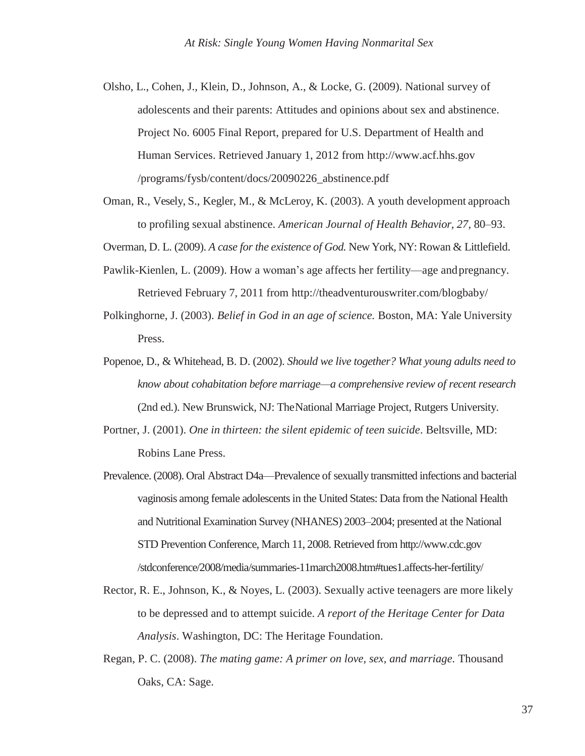Olsho, L., Cohen, J., Klein, D., Johnson, A., & Locke, G. (2009). National survey of adolescents and their parents: Attitudes and opinions about sex and abstinence. Project No. 6005 Final Report, prepared for U.S. Department of Health and Human Services. Retrieved January 1, 2012 from http://www.acf.hhs.gov /programs/fysb/content/docs/20090226_abstinence.pdf

Oman, R., Vesely, S., Kegler, M., & McLeroy, K. (2003). A youth development approach to profiling sexual abstinence. *American Journal of Health Behavior, 27,* 80–93.

Overman, D. L. (2009). *A case for the existence of God.* New York, NY: Rowan & Littlefield.

Pawlik-Kienlen, L. (2009). How a woman's age affects her fertility—age and pregnancy. Retrieved February 7, 2011 from http://theadventurouswriter.com/blogbaby/

Polkinghorne, J. (2003). *Belief in God in an age of science.* Boston, MA: Yale University Press.

Popenoe, D., & Whitehead, B. D. (2002). *Should we live together? What young adults need to know about cohabitation before marriage—a comprehensive review of recent research* (2nd ed.). New Brunswick, NJ: The National Marriage Project, Rutgers University.

Portner, J. (2001). *One in thirteen: the silent epidemic of teen suicide*. Beltsville, MD: Robins Lane Press.

Prevalence. (2008). Oral Abstract D4a—Prevalence of sexually transmitted infections and bacterial vaginosis among female adolescents in the United States: Data from the National Health and Nutritional Examination Survey (NHANES) 2003–2004; presented at the National STD Prevention Conference, March 11, 2008. Retrieved from http://www.cdc.gov /stdconference/2008/media/summaries-11march2008.htm#tues1.affects-her-fertility/

Rector, R. E., Johnson, K., & Noyes, L. (2003). Sexually active teenagers are more likely to be depressed and to attempt suicide. *A report of the Heritage Center for Data Analysis*. Washington, DC: The Heritage Foundation.

Regan, P. C. (2008). *The mating game: A primer on love, sex, and marriage.* Thousand Oaks, CA: Sage.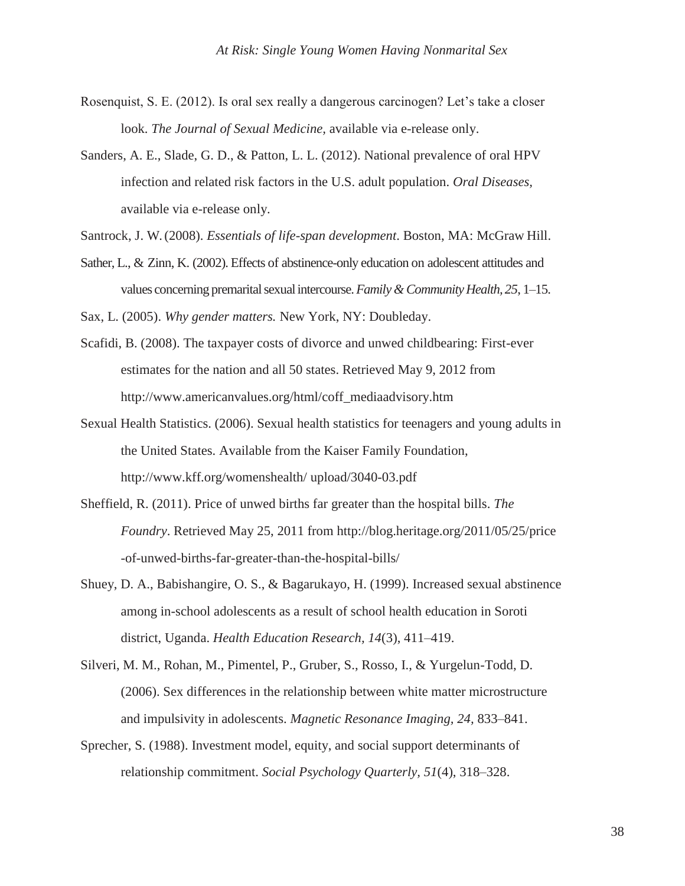Rosenquist, S. E. (2012). Is oral sex really a dangerous carcinogen? Let's take a closer look. *The Journal of Sexual Medicine,* available via e-release only.

Sanders, A. E., Slade, G. D., & Patton, L. L. (2012). National prevalence of oral HPV infection and related risk factors in the U.S. adult population. *Oral Diseases,* available via e-release only.

Santrock, J. W. (2008). *Essentials of life-span development*. Boston, MA: McGraw Hill.

Sather, L., & Zinn, K. (2002). Effects of abstinence-only education on adolescent attitudes and values concerning premarital sexual intercourse. *Family & Community Health, 25*, 1–15.

Sax, L. (2005). *Why gender matters.* New York, NY: Doubleday.

Scafidi, B. (2008). The taxpayer costs of divorce and unwed childbearing: First-ever estimates for the nation and all 50 states. Retrieved May 9, 2012 from http://www.americanvalues.org/html/coff_mediaadvisory.htm

Sexual Health Statistics. (2006). Sexual health statistics for teenagers and young adults in the United States. Available from the Kaiser Family Foundation, http://www.kff.org/womenshealth/ upload/3040-03.pdf

Sheffield, R. (2011). Price of unwed births far greater than the hospital bills. *The Foundry*. Retrieved May 25, 2011 from http://blog.heritage.org/2011/05/25/price-of-unwed-births-far-greater-than-the-hospital-bills/

Shuey, D. A., Babishangire, O. S., & Bagarukayo, H. (1999). Increased sexual abstinence among in-school adolescents as a result of school health education in Soroti district, Uganda. *Health Education Research, 14*(3), 411–419.

Silveri, M. M., Rohan, M., Pimentel, P., Gruber, S., Rosso, I., & Yurgelun-Todd, D. (2006). Sex differences in the relationship between white matter microstructure and impulsivity in adolescents. *Magnetic Resonance Imaging, 24,* 833–841.

Sprecher, S. (1988). Investment model, equity, and social support determinants of relationship commitment. *Social Psychology Quarterly, 51*(4), 318–328.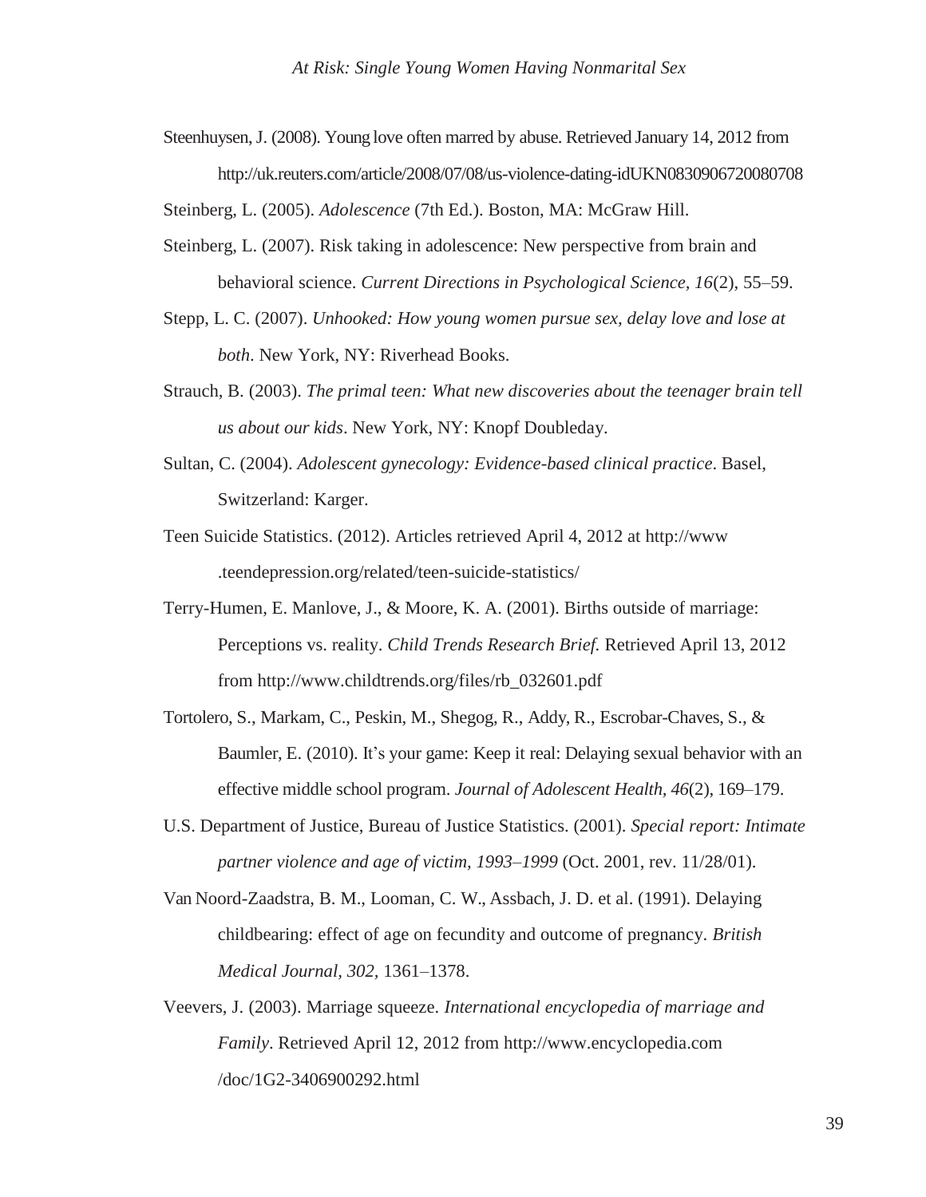Steenhuysen, J. (2008). Young love often marred by abuse. Retrieved January 14, 2012 from http://uk.reuters.com/article/2008/07/08/us-violence-dating-idUKN0830906720080708

Steinberg, L. (2005). *Adolescence* (7th Ed.). Boston, MA: McGraw Hill.

Steinberg, L. (2007). Risk taking in adolescence: New perspective from brain and behavioral science. *Current Directions in Psychological Science, 16*(2), 55–59.

Stepp, L. C. (2007). *Unhooked: How young women pursue sex, delay love and lose at both*. New York, NY: Riverhead Books.

Strauch, B. (2003). *The primal teen: What new discoveries about the teenager brain tell us about our kids*. New York, NY: Knopf Doubleday.

Sultan, C. (2004). *Adolescent gynecology: Evidence-based clinical practice*. Basel, Switzerland: Karger.

Teen Suicide Statistics. (2012). Articles retrieved April 4, 2012 at http://www.teendepression.org/related/teen-suicide-statistics/

Terry-Humen, E. Manlove, J., & Moore, K. A. (2001). Births outside of marriage: Perceptions vs. reality. *Child Trends Research Brief.* Retrieved April 13, 2012 from http://www.childtrends.org/files/rb_032601.pdf

Tortolero, S., Markam, C., Peskin, M., Shegog, R., Addy, R., Escrobar-Chaves, S., & Baumler, E. (2010). It's your game: Keep it real: Delaying sexual behavior with an effective middle school program. *Journal of Adolescent Health, 46*(2), 169–179.

U.S. Department of Justice, Bureau of Justice Statistics. (2001). *Special report: Intimate partner violence and age of victim, 1993–1999* (Oct. 2001, rev. 11/28/01).

Van Noord-Zaadstra, B. M., Looman, C. W., Assbach, J. D. et al. (1991). Delaying childbearing: effect of age on fecundity and outcome of pregnancy. *British Medical Journal, 302,* 1361–1378.

Veevers, J. (2003). Marriage squeeze. *International encyclopedia of marriage and Family*. Retrieved April 12, 2012 from http://www.encyclopedia.com/doc/1G2-3406900292.html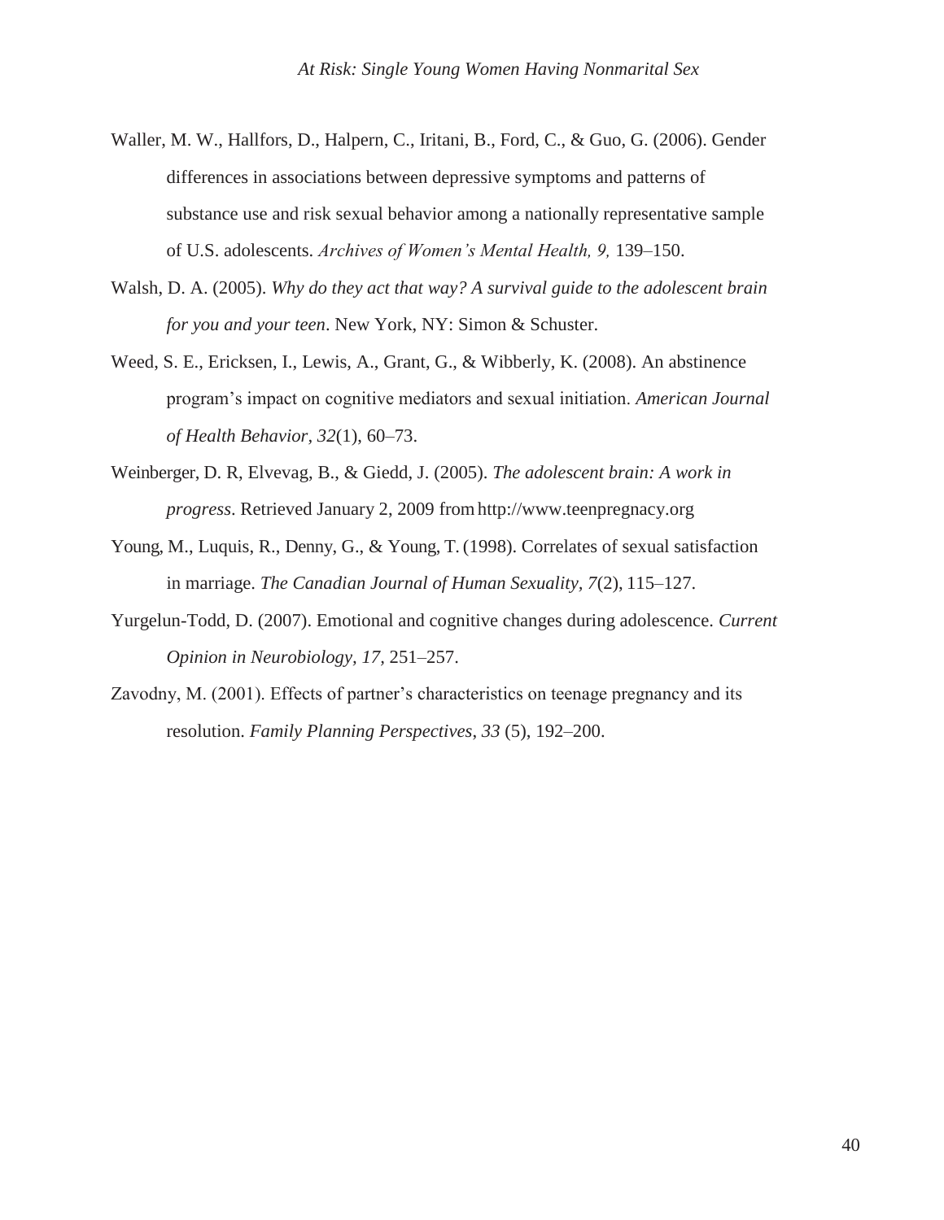Waller, M. W., Hallfors, D., Halpern, C., Iritani, B., Ford, C., & Guo, G. (2006). Gender differences in associations between depressive symptoms and patterns of substance use and risk sexual behavior among a nationally representative sample of U.S. adolescents. *Archives of Women's Mental Health, 9,* 139–150.

Walsh, D. A. (2005). *Why do they act that way? A survival guide to the adolescent brain for you and your teen*. New York, NY: Simon & Schuster.

Weed, S. E., Ericksen, I., Lewis, A., Grant, G., & Wibberly, K. (2008). An abstinence program's impact on cognitive mediators and sexual initiation. *American Journal of Health Behavior*, *32*(1), 60–73.

Weinberger, D. R, Elvevag, B., & Giedd, J. (2005). *The adolescent brain: A work in progress*. Retrieved January 2, 2009 from http://www.teenpregnacy.org

Young, M., Luquis, R., Denny, G., & Young, T. (1998). Correlates of sexual satisfaction in marriage. *The Canadian Journal of Human Sexuality*, *7*(2), 115–127.

Yurgelun-Todd, D. (2007). Emotional and cognitive changes during adolescence. *Current Opinion in Neurobiology, 17,* 251–257.

Zavodny, M. (2001). Effects of partner's characteristics on teenage pregnancy and its resolution. *Family Planning Perspectives*, *33* (5), 192–200.